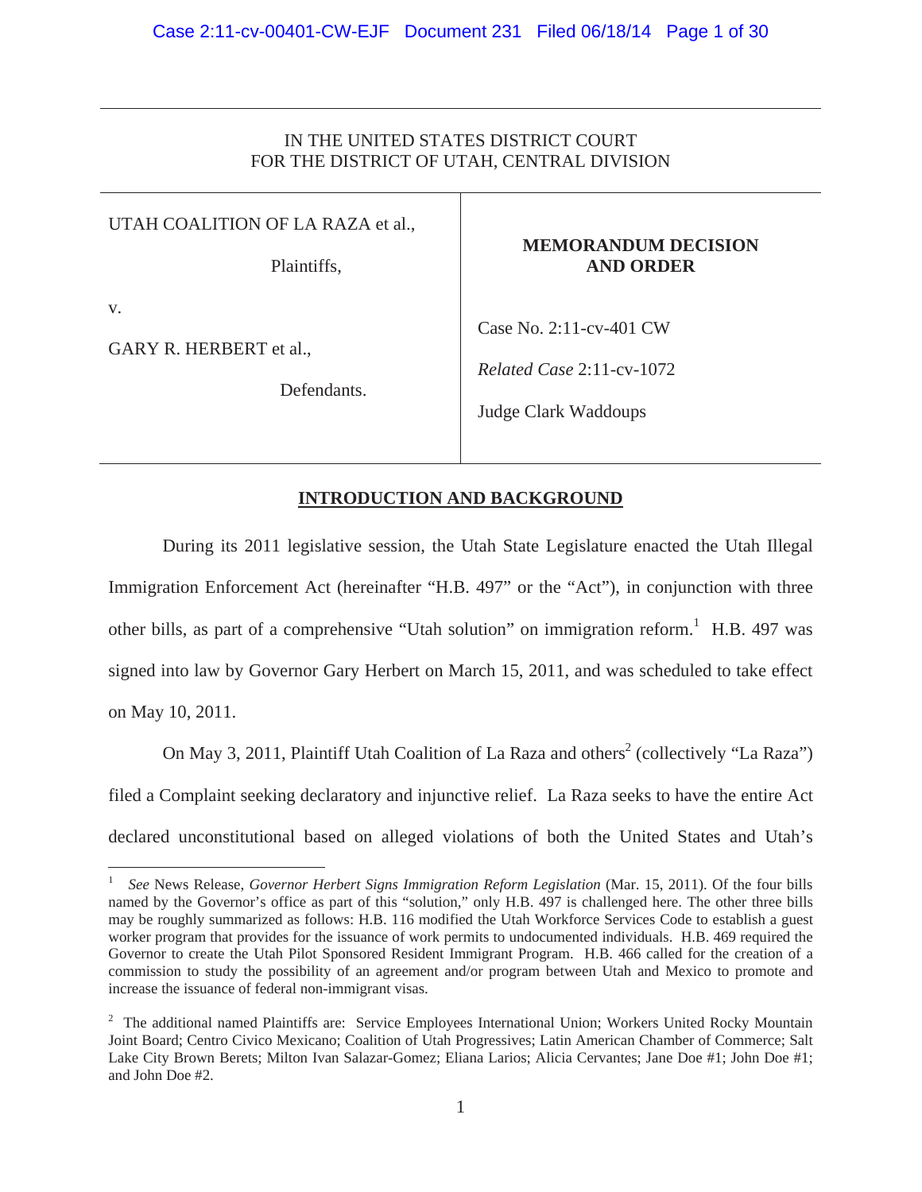IN THE UNITED STATES DISTRICT COURT
FOR THE DISTRICT OF UTAH, CENTRAL DIVISION

| | |
|---|---|
| UTAH COALITION OF LA RAZA et al., Plaintiffs, v. GARY R. HERBERT et al., Defendants. | **MEMORANDUM DECISION AND ORDER** Case No. 2:11-cv-401 CW *Related Case* 2:11-cv-1072 Judge Clark Waddoups |

## INTRODUCTION AND BACKGROUND

During its 2011 legislative session, the Utah State Legislature enacted the Utah Illegal Immigration Enforcement Act (hereinafter "H.B. 497" or the "Act"), in conjunction with three other bills, as part of a comprehensive "Utah solution" on immigration reform.[1] H.B. 497 was signed into law by Governor Gary Herbert on March 15, 2011, and was scheduled to take effect on May 10, 2011.

On May 3, 2011, Plaintiff Utah Coalition of La Raza and others[2] (collectively "La Raza") filed a Complaint seeking declaratory and injunctive relief. La Raza seeks to have the entire Act declared unconstitutional based on alleged violations of both the United States and Utah's

---

[1] *See* News Release, *Governor Herbert Signs Immigration Reform Legislation* (Mar. 15, 2011). Of the four bills named by the Governor's office as part of this "solution," only H.B. 497 is challenged here. The other three bills may be roughly summarized as follows: H.B. 116 modified the Utah Workforce Services Code to establish a guest worker program that provides for the issuance of work permits to undocumented individuals. H.B. 469 required the Governor to create the Utah Pilot Sponsored Resident Immigrant Program. H.B. 466 called for the creation of a commission to study the possibility of an agreement and/or program between Utah and Mexico to promote and increase the issuance of federal non-immigrant visas.

[2] The additional named Plaintiffs are: Service Employees International Union; Workers United Rocky Mountain Joint Board; Centro Civico Mexicano; Coalition of Utah Progressives; Latin American Chamber of Commerce; Salt Lake City Brown Berets; Milton Ivan Salazar-Gomez; Eliana Larios; Alicia Cervantes; Jane Doe #1; John Doe #1; and John Doe #2.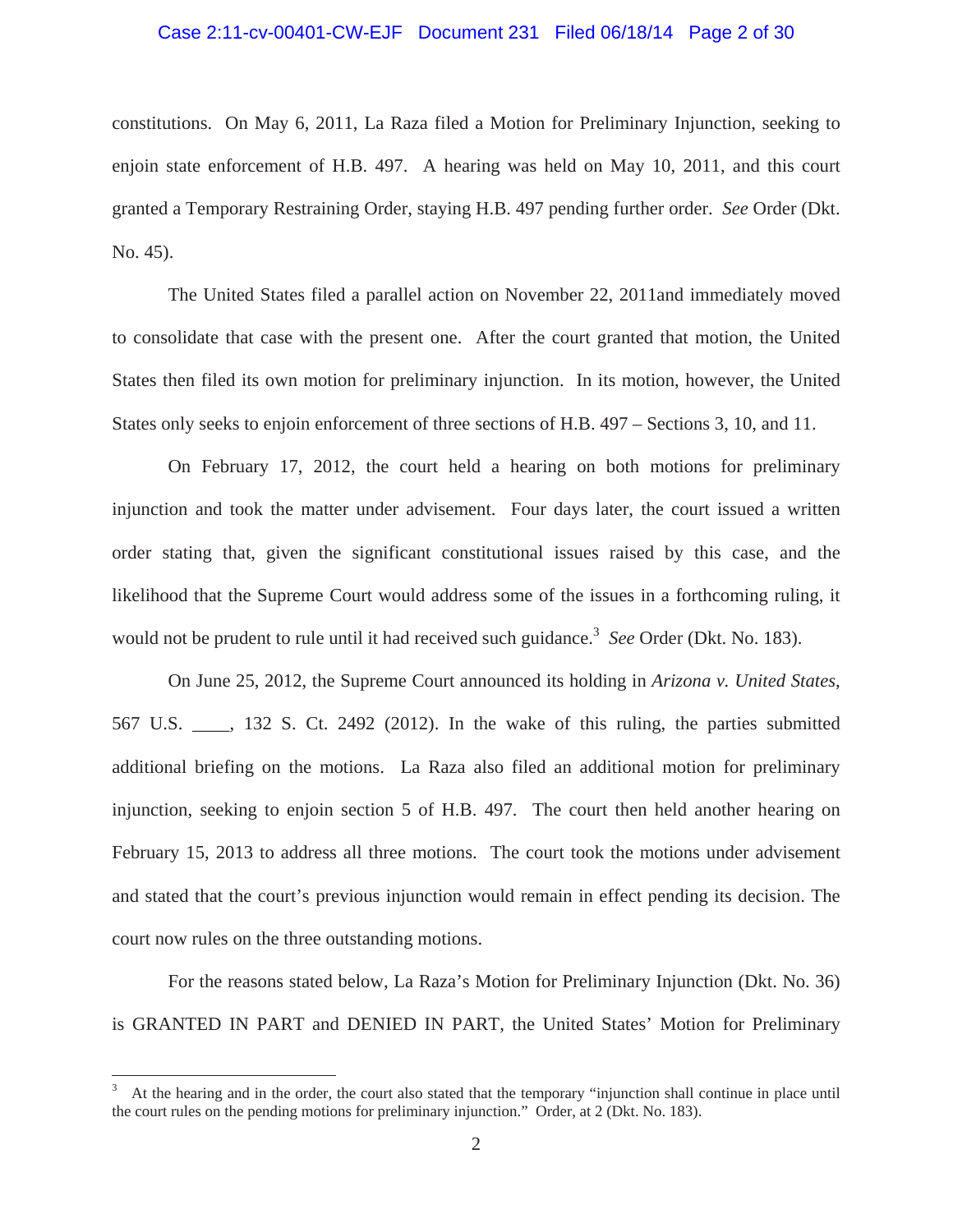constitutions. On May 6, 2011, La Raza filed a Motion for Preliminary Injunction, seeking to enjoin state enforcement of H.B. 497. A hearing was held on May 10, 2011, and this court granted a Temporary Restraining Order, staying H.B. 497 pending further order. *See* Order (Dkt. No. 45).

The United States filed a parallel action on November 22, 2011and immediately moved to consolidate that case with the present one. After the court granted that motion, the United States then filed its own motion for preliminary injunction. In its motion, however, the United States only seeks to enjoin enforcement of three sections of H.B. 497 – Sections 3, 10, and 11.

On February 17, 2012, the court held a hearing on both motions for preliminary injunction and took the matter under advisement. Four days later, the court issued a written order stating that, given the significant constitutional issues raised by this case, and the likelihood that the Supreme Court would address some of the issues in a forthcoming ruling, it would not be prudent to rule until it had received such guidance.[3] *See* Order (Dkt. No. 183).

On June 25, 2012, the Supreme Court announced its holding in *Arizona v. United States*, 567 U.S. ____, 132 S. Ct. 2492 (2012). In the wake of this ruling, the parties submitted additional briefing on the motions. La Raza also filed an additional motion for preliminary injunction, seeking to enjoin section 5 of H.B. 497. The court then held another hearing on February 15, 2013 to address all three motions. The court took the motions under advisement and stated that the court's previous injunction would remain in effect pending its decision. The court now rules on the three outstanding motions.

For the reasons stated below, La Raza's Motion for Preliminary Injunction (Dkt. No. 36) is GRANTED IN PART and DENIED IN PART, the United States' Motion for Preliminary

---

[3] At the hearing and in the order, the court also stated that the temporary "injunction shall continue in place until the court rules on the pending motions for preliminary injunction." Order, at 2 (Dkt. No. 183).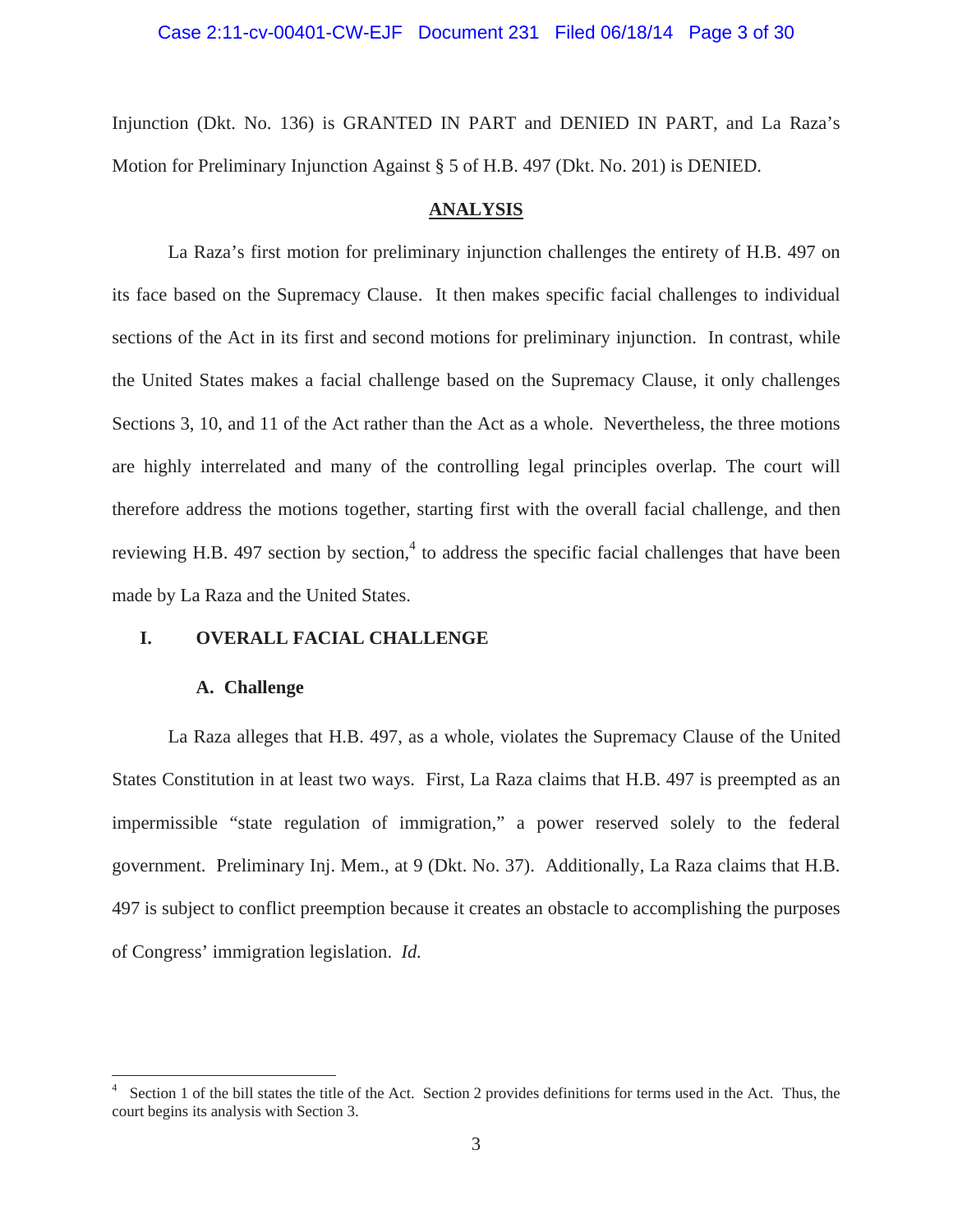Injunction (Dkt. No. 136) is GRANTED IN PART and DENIED IN PART, and La Raza's Motion for Preliminary Injunction Against § 5 of H.B. 497 (Dkt. No. 201) is DENIED.

## ANALYSIS

La Raza's first motion for preliminary injunction challenges the entirety of H.B. 497 on its face based on the Supremacy Clause. It then makes specific facial challenges to individual sections of the Act in its first and second motions for preliminary injunction. In contrast, while the United States makes a facial challenge based on the Supremacy Clause, it only challenges Sections 3, 10, and 11 of the Act rather than the Act as a whole. Nevertheless, the three motions are highly interrelated and many of the controlling legal principles overlap. The court will therefore address the motions together, starting first with the overall facial challenge, and then reviewing H.B. 497 section by section,[4] to address the specific facial challenges that have been made by La Raza and the United States.

### I. OVERALL FACIAL CHALLENGE

#### A. Challenge

La Raza alleges that H.B. 497, as a whole, violates the Supremacy Clause of the United States Constitution in at least two ways. First, La Raza claims that H.B. 497 is preempted as an impermissible "state regulation of immigration," a power reserved solely to the federal government. Preliminary Inj. Mem., at 9 (Dkt. No. 37). Additionally, La Raza claims that H.B. 497 is subject to conflict preemption because it creates an obstacle to accomplishing the purposes of Congress' immigration legislation. *Id.*

---

[4] Section 1 of the bill states the title of the Act. Section 2 provides definitions for terms used in the Act. Thus, the court begins its analysis with Section 3.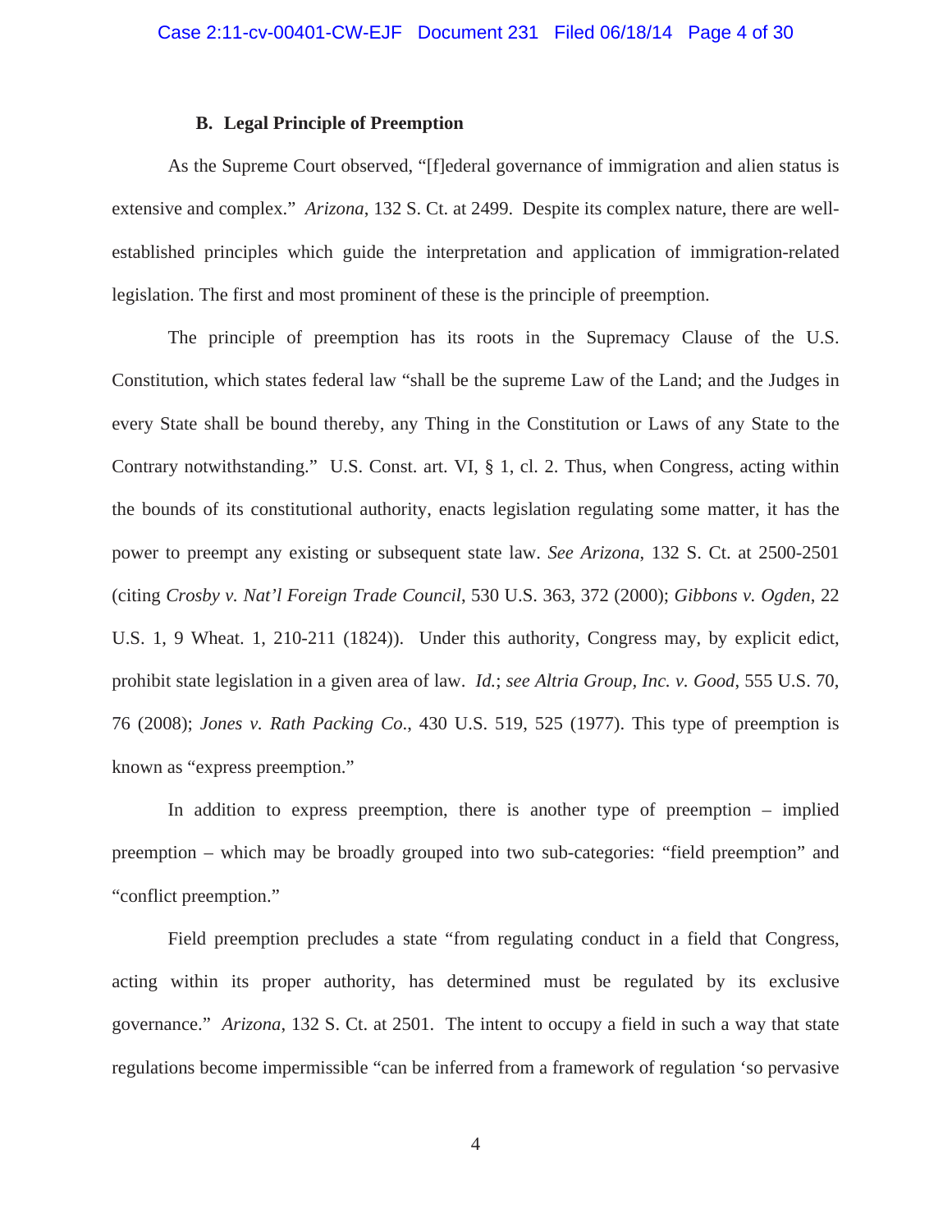### B. Legal Principle of Preemption

As the Supreme Court observed, "[f]ederal governance of immigration and alien status is extensive and complex." *Arizona*, 132 S. Ct. at 2499. Despite its complex nature, there are well-established principles which guide the interpretation and application of immigration-related legislation. The first and most prominent of these is the principle of preemption.

The principle of preemption has its roots in the Supremacy Clause of the U.S. Constitution, which states federal law "shall be the supreme Law of the Land; and the Judges in every State shall be bound thereby, any Thing in the Constitution or Laws of any State to the Contrary notwithstanding." U.S. Const. art. VI, § 1, cl. 2. Thus, when Congress, acting within the bounds of its constitutional authority, enacts legislation regulating some matter, it has the power to preempt any existing or subsequent state law. *See Arizona*, 132 S. Ct. at 2500-2501 (citing *Crosby v. Nat'l Foreign Trade Council*, 530 U.S. 363, 372 (2000); *Gibbons v. Ogden*, 22 U.S. 1, 9 Wheat. 1, 210-211 (1824)). Under this authority, Congress may, by explicit edict, prohibit state legislation in a given area of law. *Id.*; *see Altria Group, Inc. v. Good*, 555 U.S. 70, 76 (2008); *Jones v. Rath Packing Co*., 430 U.S. 519, 525 (1977). This type of preemption is known as "express preemption."

In addition to express preemption, there is another type of preemption – implied preemption – which may be broadly grouped into two sub-categories: "field preemption" and "conflict preemption."

Field preemption precludes a state "from regulating conduct in a field that Congress, acting within its proper authority, has determined must be regulated by its exclusive governance." *Arizona*, 132 S. Ct. at 2501. The intent to occupy a field in such a way that state regulations become impermissible "can be inferred from a framework of regulation 'so pervasive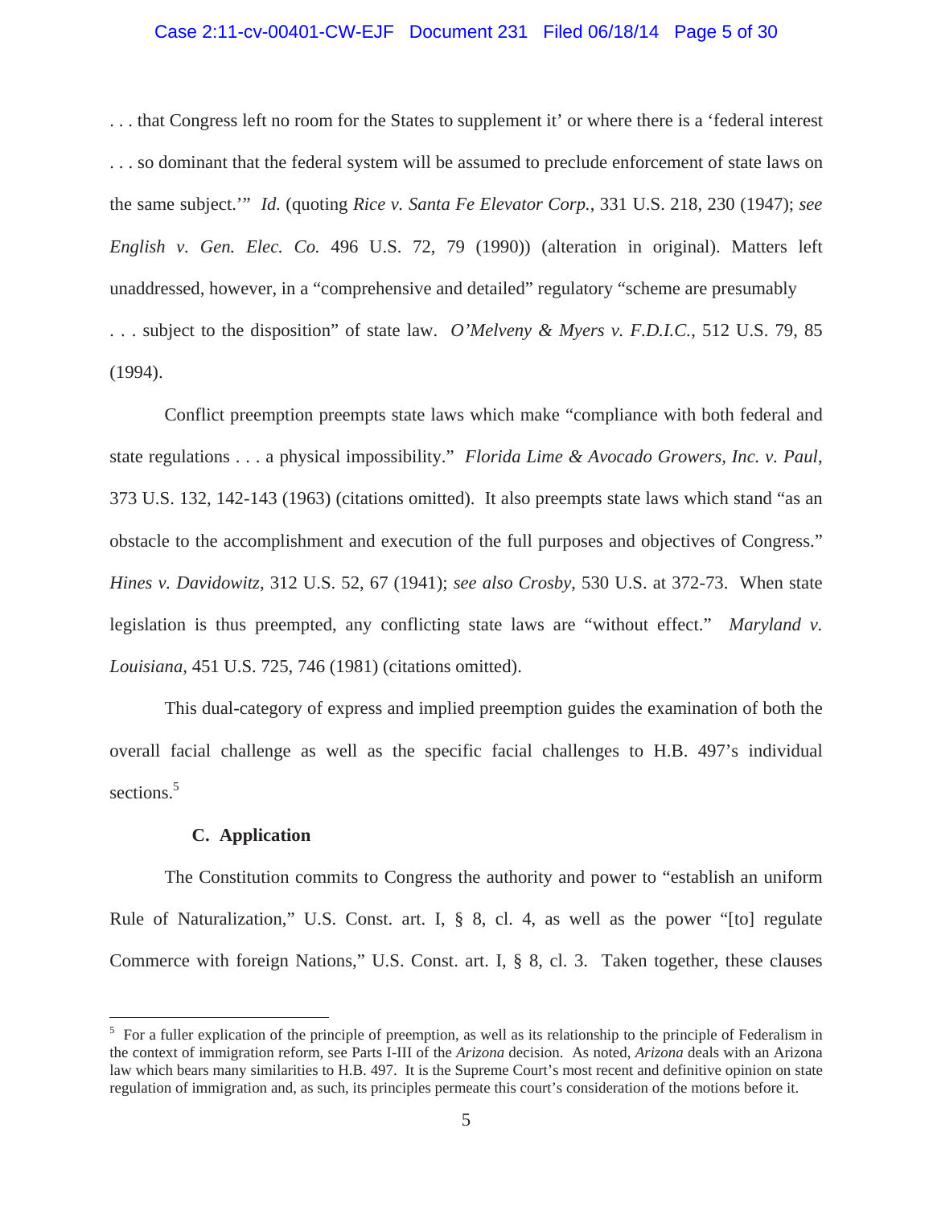. . . that Congress left no room for the States to supplement it' or where there is a 'federal interest . . . so dominant that the federal system will be assumed to preclude enforcement of state laws on the same subject.'" *Id.* (quoting *Rice v. Santa Fe Elevator Corp.*, 331 U.S. 218, 230 (1947); *see English v. Gen. Elec. Co.* 496 U.S. 72, 79 (1990)) (alteration in original). Matters left unaddressed, however, in a "comprehensive and detailed" regulatory "scheme are presumably . . . subject to the disposition" of state law. *O'Melveny & Myers v. F.D.I.C.*, 512 U.S. 79, 85 (1994).

Conflict preemption preempts state laws which make "compliance with both federal and state regulations . . . a physical impossibility." *Florida Lime & Avocado Growers, Inc. v. Paul*, 373 U.S. 132, 142-143 (1963) (citations omitted). It also preempts state laws which stand "as an obstacle to the accomplishment and execution of the full purposes and objectives of Congress." *Hines v. Davidowitz*, 312 U.S. 52, 67 (1941); *see also Crosby*, 530 U.S. at 372-73. When state legislation is thus preempted, any conflicting state laws are "without effect." *Maryland v. Louisiana*, 451 U.S. 725, 746 (1981) (citations omitted).

This dual-category of express and implied preemption guides the examination of both the overall facial challenge as well as the specific facial challenges to H.B. 497's individual sections.[5]

### C. Application

The Constitution commits to Congress the authority and power to "establish an uniform Rule of Naturalization," U.S. Const. art. I, § 8, cl. 4, as well as the power "[to] regulate Commerce with foreign Nations," U.S. Const. art. I, § 8, cl. 3. Taken together, these clauses

---

[5] For a fuller explication of the principle of preemption, as well as its relationship to the principle of Federalism in the context of immigration reform, see Parts I-III of the *Arizona* decision. As noted, *Arizona* deals with an Arizona law which bears many similarities to H.B. 497. It is the Supreme Court's most recent and definitive opinion on state regulation of immigration and, as such, its principles permeate this court's consideration of the motions before it.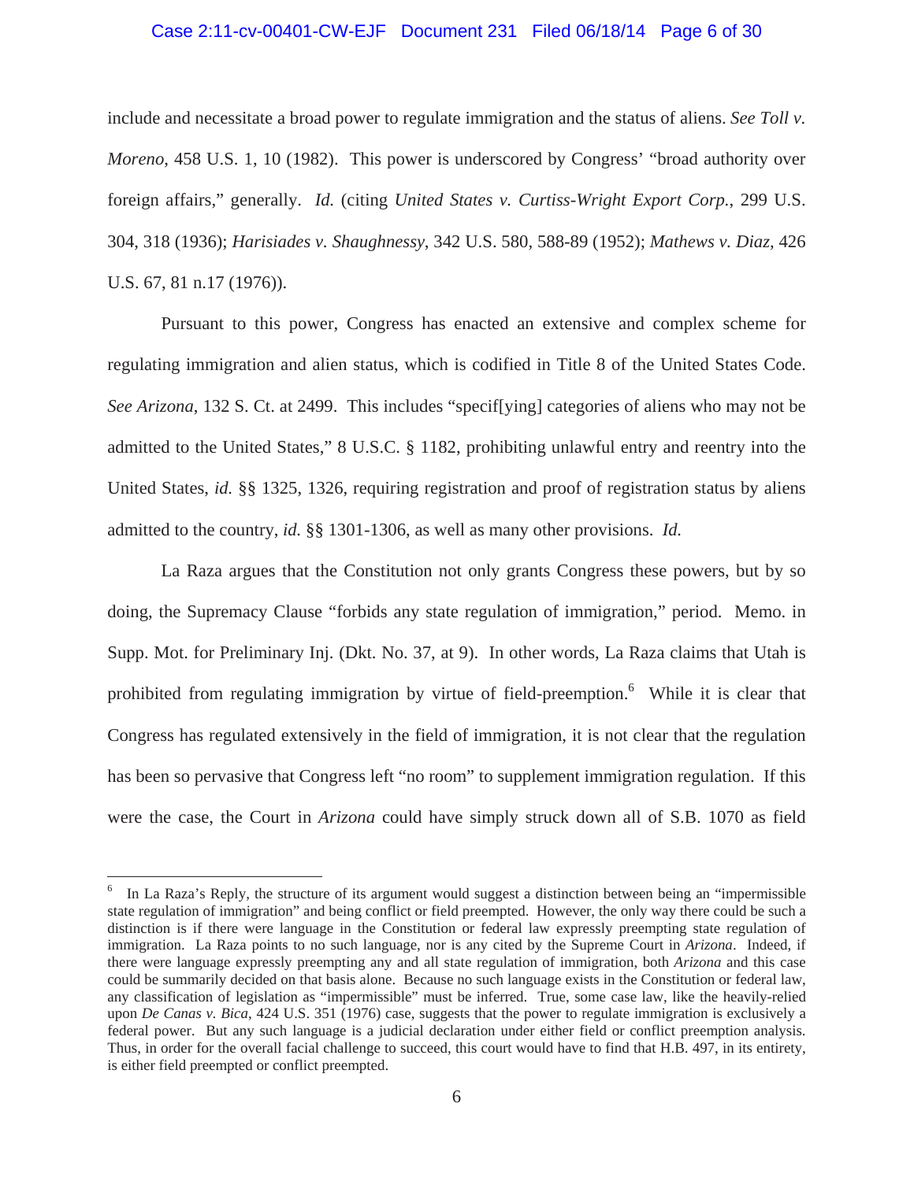include and necessitate a broad power to regulate immigration and the status of aliens. *See Toll v. Moreno*, 458 U.S. 1, 10 (1982). This power is underscored by Congress' "broad authority over foreign affairs," generally. *Id.* (citing *United States v. Curtiss-Wright Export Corp.*, 299 U.S. 304, 318 (1936); *Harisiades v. Shaughnessy*, 342 U.S. 580, 588-89 (1952); *Mathews v. Diaz,* 426 U.S. 67, 81 n.17 (1976)).

Pursuant to this power, Congress has enacted an extensive and complex scheme for regulating immigration and alien status, which is codified in Title 8 of the United States Code. *See Arizona*, 132 S. Ct. at 2499. This includes "specif[ying] categories of aliens who may not be admitted to the United States," 8 U.S.C. § 1182, prohibiting unlawful entry and reentry into the United States, *id.* §§ 1325, 1326, requiring registration and proof of registration status by aliens admitted to the country, *id.* §§ 1301-1306, as well as many other provisions. *Id.*

La Raza argues that the Constitution not only grants Congress these powers, but by so doing, the Supremacy Clause "forbids any state regulation of immigration," period. Memo. in Supp. Mot. for Preliminary Inj. (Dkt. No. 37, at 9). In other words, La Raza claims that Utah is prohibited from regulating immigration by virtue of field-preemption.[6] While it is clear that Congress has regulated extensively in the field of immigration, it is not clear that the regulation has been so pervasive that Congress left "no room" to supplement immigration regulation. If this were the case, the Court in *Arizona* could have simply struck down all of S.B. 1070 as field

---

[6] In La Raza's Reply, the structure of its argument would suggest a distinction between being an "impermissible state regulation of immigration" and being conflict or field preempted. However, the only way there could be such a distinction is if there were language in the Constitution or federal law expressly preempting state regulation of immigration. La Raza points to no such language, nor is any cited by the Supreme Court in *Arizona*. Indeed, if there were language expressly preempting any and all state regulation of immigration, both *Arizona* and this case could be summarily decided on that basis alone. Because no such language exists in the Constitution or federal law, any classification of legislation as "impermissible" must be inferred. True, some case law, like the heavily-relied upon *De Canas v. Bica*, 424 U.S. 351 (1976) case, suggests that the power to regulate immigration is exclusively a federal power. But any such language is a judicial declaration under either field or conflict preemption analysis. Thus, in order for the overall facial challenge to succeed, this court would have to find that H.B. 497, in its entirety, is either field preempted or conflict preempted.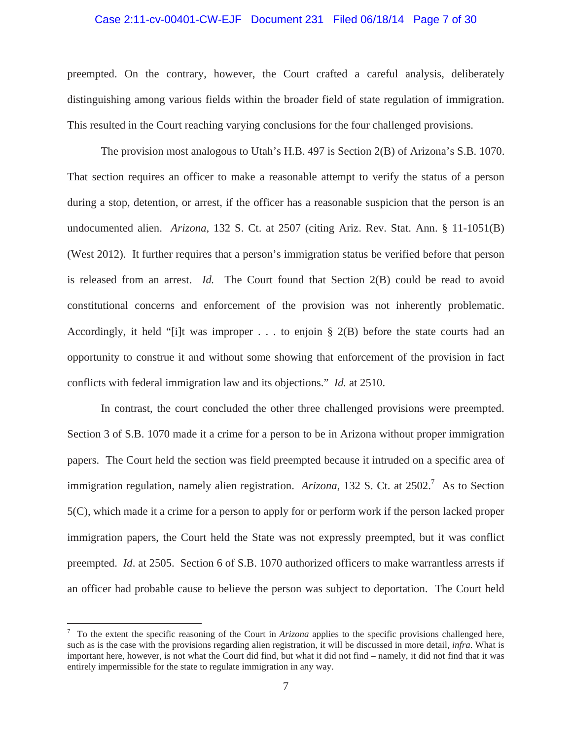preempted. On the contrary, however, the Court crafted a careful analysis, deliberately distinguishing among various fields within the broader field of state regulation of immigration. This resulted in the Court reaching varying conclusions for the four challenged provisions.

The provision most analogous to Utah's H.B. 497 is Section 2(B) of Arizona's S.B. 1070. That section requires an officer to make a reasonable attempt to verify the status of a person during a stop, detention, or arrest, if the officer has a reasonable suspicion that the person is an undocumented alien. *Arizona*, 132 S. Ct. at 2507 (citing Ariz. Rev. Stat. Ann. § 11-1051(B) (West 2012). It further requires that a person's immigration status be verified before that person is released from an arrest. *Id.* The Court found that Section 2(B) could be read to avoid constitutional concerns and enforcement of the provision was not inherently problematic. Accordingly, it held "[i]t was improper . . . to enjoin § 2(B) before the state courts had an opportunity to construe it and without some showing that enforcement of the provision in fact conflicts with federal immigration law and its objections." *Id.* at 2510.

In contrast, the court concluded the other three challenged provisions were preempted. Section 3 of S.B. 1070 made it a crime for a person to be in Arizona without proper immigration papers. The Court held the section was field preempted because it intruded on a specific area of immigration regulation, namely alien registration. *Arizona*, 132 S. Ct. at 2502.[7] As to Section 5(C), which made it a crime for a person to apply for or perform work if the person lacked proper immigration papers, the Court held the State was not expressly preempted, but it was conflict preempted. *Id*. at 2505. Section 6 of S.B. 1070 authorized officers to make warrantless arrests if an officer had probable cause to believe the person was subject to deportation. The Court held

---

[7] To the extent the specific reasoning of the Court in *Arizona* applies to the specific provisions challenged here, such as is the case with the provisions regarding alien registration, it will be discussed in more detail, *infra*. What is important here, however, is not what the Court did find, but what it did not find – namely, it did not find that it was entirely impermissible for the state to regulate immigration in any way.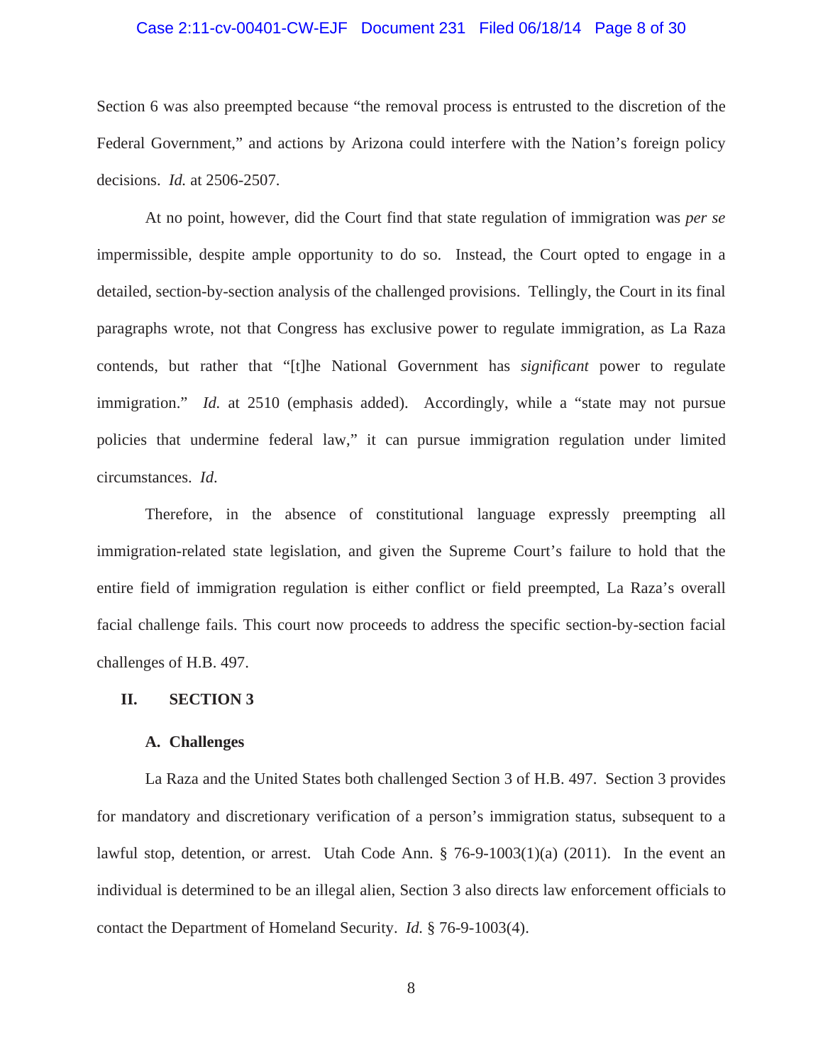Section 6 was also preempted because "the removal process is entrusted to the discretion of the Federal Government," and actions by Arizona could interfere with the Nation's foreign policy decisions. *Id.* at 2506-2507.

At no point, however, did the Court find that state regulation of immigration was *per se* impermissible, despite ample opportunity to do so. Instead, the Court opted to engage in a detailed, section-by-section analysis of the challenged provisions. Tellingly, the Court in its final paragraphs wrote, not that Congress has exclusive power to regulate immigration, as La Raza contends, but rather that "[t]he National Government has *significant* power to regulate immigration." *Id.* at 2510 (emphasis added). Accordingly, while a "state may not pursue policies that undermine federal law," it can pursue immigration regulation under limited circumstances. *Id.*

Therefore, in the absence of constitutional language expressly preempting all immigration-related state legislation, and given the Supreme Court's failure to hold that the entire field of immigration regulation is either conflict or field preempted, La Raza's overall facial challenge fails. This court now proceeds to address the specific section-by-section facial challenges of H.B. 497.

## II. SECTION 3

### A. Challenges

La Raza and the United States both challenged Section 3 of H.B. 497. Section 3 provides for mandatory and discretionary verification of a person's immigration status, subsequent to a lawful stop, detention, or arrest. Utah Code Ann. § 76-9-1003(1)(a) (2011). In the event an individual is determined to be an illegal alien, Section 3 also directs law enforcement officials to contact the Department of Homeland Security. *Id.* § 76-9-1003(4).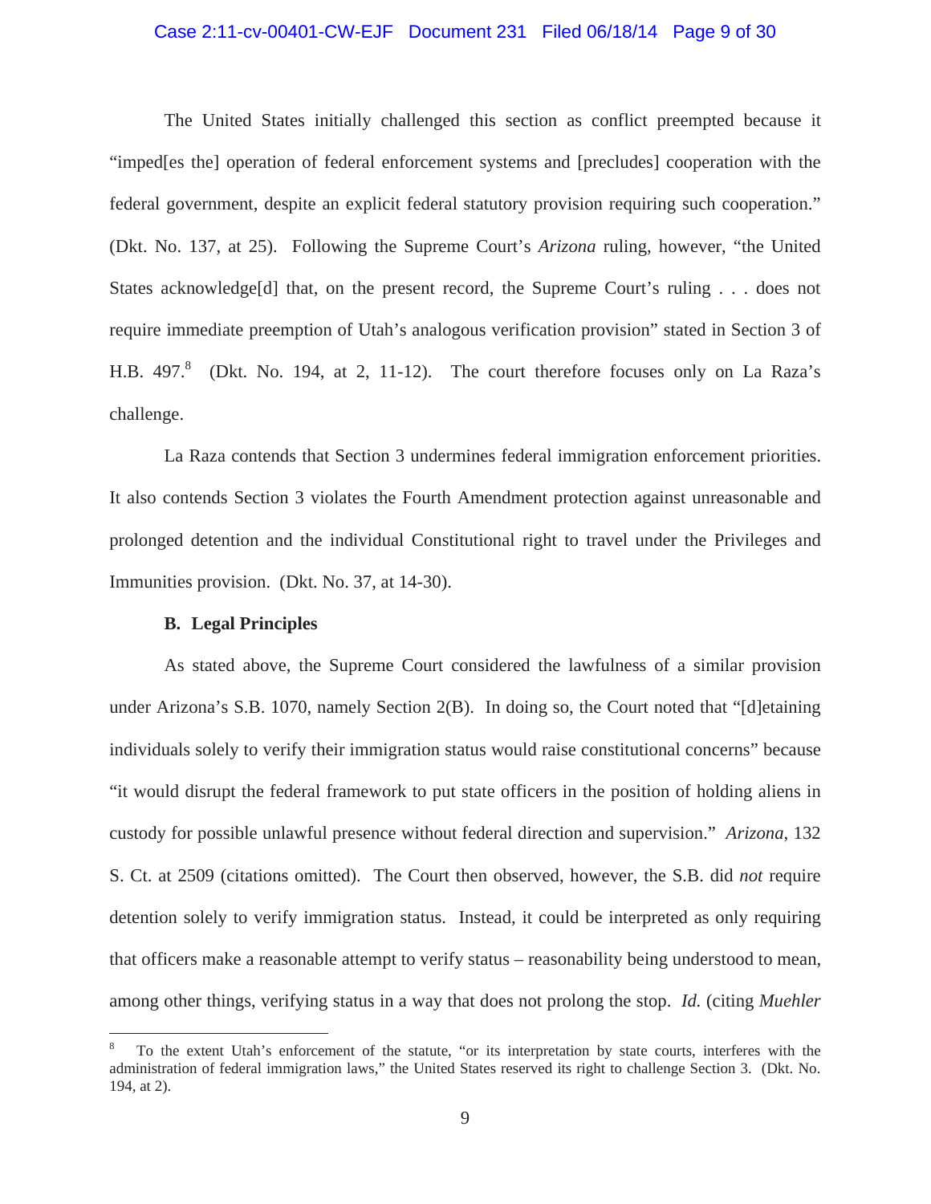The United States initially challenged this section as conflict preempted because it "imped[es the] operation of federal enforcement systems and [precludes] cooperation with the federal government, despite an explicit federal statutory provision requiring such cooperation." (Dkt. No. 137, at 25). Following the Supreme Court's *Arizona* ruling, however, "the United States acknowledge[d] that, on the present record, the Supreme Court's ruling . . . does not require immediate preemption of Utah's analogous verification provision" stated in Section 3 of H.B. 497.[8] (Dkt. No. 194, at 2, 11-12). The court therefore focuses only on La Raza's challenge.

La Raza contends that Section 3 undermines federal immigration enforcement priorities. It also contends Section 3 violates the Fourth Amendment protection against unreasonable and prolonged detention and the individual Constitutional right to travel under the Privileges and Immunities provision. (Dkt. No. 37, at 14-30).

**B. Legal Principles**

As stated above, the Supreme Court considered the lawfulness of a similar provision under Arizona's S.B. 1070, namely Section 2(B). In doing so, the Court noted that "[d]etaining individuals solely to verify their immigration status would raise constitutional concerns" because "it would disrupt the federal framework to put state officers in the position of holding aliens in custody for possible unlawful presence without federal direction and supervision." *Arizona*, 132 S. Ct. at 2509 (citations omitted). The Court then observed, however, the S.B. did *not* require detention solely to verify immigration status. Instead, it could be interpreted as only requiring that officers make a reasonable attempt to verify status – reasonability being understood to mean, among other things, verifying status in a way that does not prolong the stop. *Id.* (citing *Muehler*

[8] To the extent Utah's enforcement of the statute, "or its interpretation by state courts, interferes with the administration of federal immigration laws," the United States reserved its right to challenge Section 3. (Dkt. No. 194, at 2).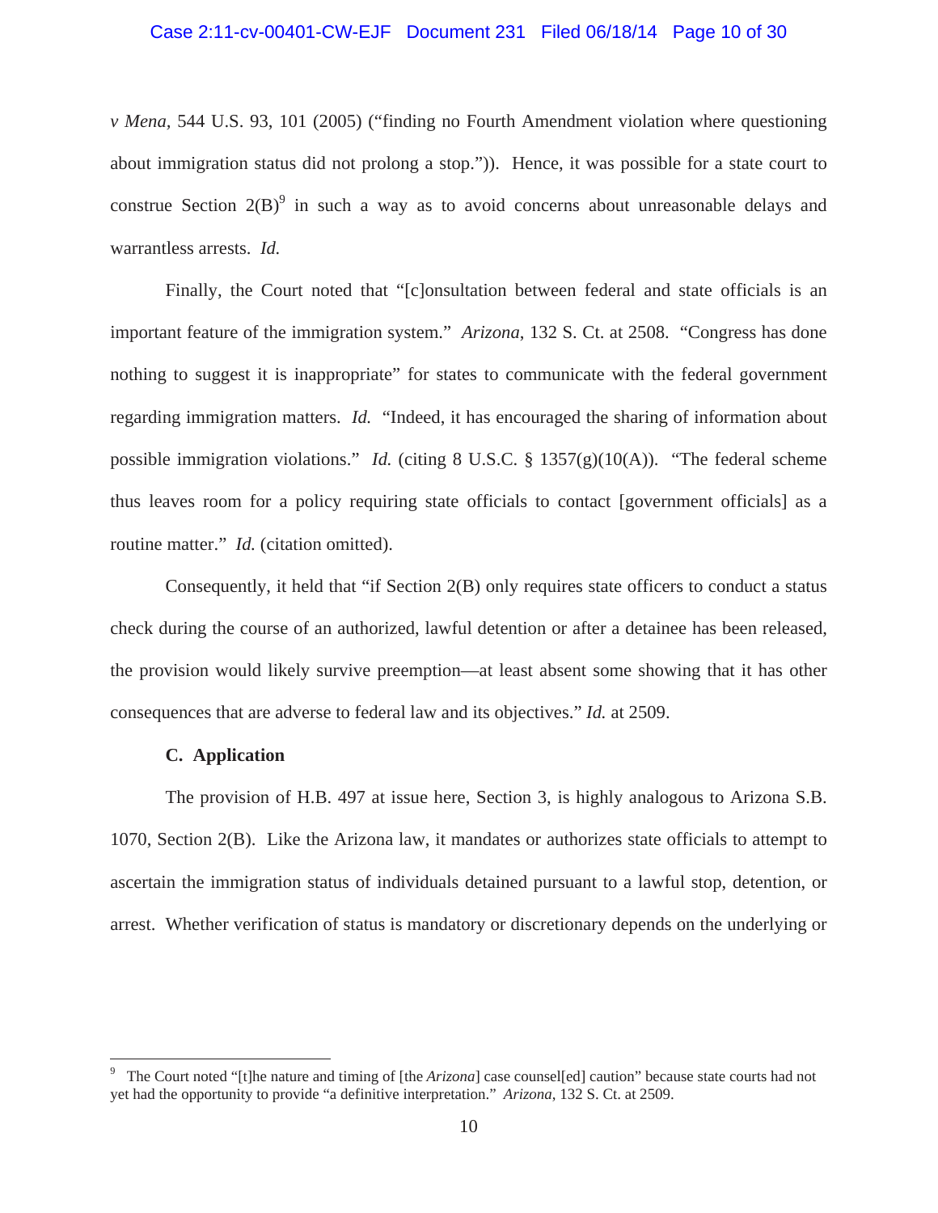*v Mena*, 544 U.S. 93, 101 (2005) ("finding no Fourth Amendment violation where questioning about immigration status did not prolong a stop.")). Hence, it was possible for a state court to construe Section 2(B)[9] in such a way as to avoid concerns about unreasonable delays and warrantless arrests. *Id.*

Finally, the Court noted that "[c]onsultation between federal and state officials is an important feature of the immigration system." *Arizona*, 132 S. Ct. at 2508. "Congress has done nothing to suggest it is inappropriate" for states to communicate with the federal government regarding immigration matters. *Id.* "Indeed, it has encouraged the sharing of information about possible immigration violations." *Id.* (citing 8 U.S.C. § 1357(g)(10(A)). "The federal scheme thus leaves room for a policy requiring state officials to contact [government officials] as a routine matter." *Id.* (citation omitted).

Consequently, it held that "if Section 2(B) only requires state officers to conduct a status check during the course of an authorized, lawful detention or after a detainee has been released, the provision would likely survive preemption—at least absent some showing that it has other consequences that are adverse to federal law and its objectives." *Id.* at 2509.

### C. Application

The provision of H.B. 497 at issue here, Section 3, is highly analogous to Arizona S.B. 1070, Section 2(B). Like the Arizona law, it mandates or authorizes state officials to attempt to ascertain the immigration status of individuals detained pursuant to a lawful stop, detention, or arrest. Whether verification of status is mandatory or discretionary depends on the underlying or

---

[9] The Court noted "[t]he nature and timing of [the *Arizona*] case counsel[ed] caution" because state courts had not yet had the opportunity to provide "a definitive interpretation." *Arizona*, 132 S. Ct. at 2509.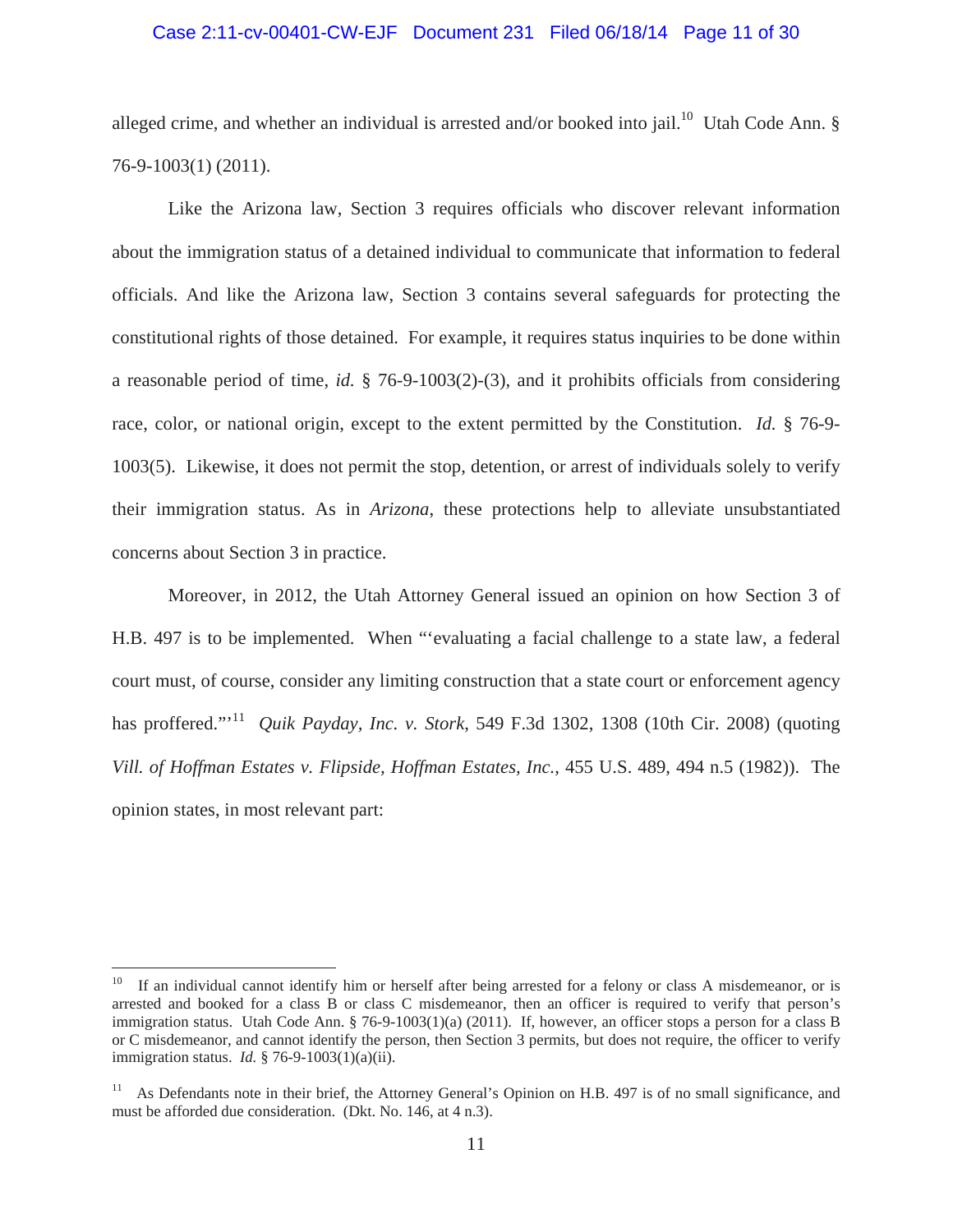alleged crime, and whether an individual is arrested and/or booked into jail.[10] Utah Code Ann. § 76-9-1003(1) (2011).

Like the Arizona law, Section 3 requires officials who discover relevant information about the immigration status of a detained individual to communicate that information to federal officials. And like the Arizona law, Section 3 contains several safeguards for protecting the constitutional rights of those detained. For example, it requires status inquiries to be done within a reasonable period of time, *id.* § 76-9-1003(2)-(3), and it prohibits officials from considering race, color, or national origin, except to the extent permitted by the Constitution. *Id.* § 76-9-1003(5). Likewise, it does not permit the stop, detention, or arrest of individuals solely to verify their immigration status. As in *Arizona*, these protections help to alleviate unsubstantiated concerns about Section 3 in practice.

Moreover, in 2012, the Utah Attorney General issued an opinion on how Section 3 of H.B. 497 is to be implemented. When "'evaluating a facial challenge to a state law, a federal court must, of course, consider any limiting construction that a state court or enforcement agency has proffered.'"[11] *Quik Payday, Inc. v. Stork*, 549 F.3d 1302, 1308 (10th Cir. 2008) (quoting *Vill. of Hoffman Estates v. Flipside, Hoffman Estates, Inc.*, 455 U.S. 489, 494 n.5 (1982)). The opinion states, in most relevant part:

---

[10] If an individual cannot identify him or herself after being arrested for a felony or class A misdemeanor, or is arrested and booked for a class B or class C misdemeanor, then an officer is required to verify that person's immigration status. Utah Code Ann. § 76-9-1003(1)(a) (2011). If, however, an officer stops a person for a class B or C misdemeanor, and cannot identify the person, then Section 3 permits, but does not require, the officer to verify immigration status. *Id.* § 76-9-1003(1)(a)(ii).

[11] As Defendants note in their brief, the Attorney General's Opinion on H.B. 497 is of no small significance, and must be afforded due consideration. (Dkt. No. 146, at 4 n.3).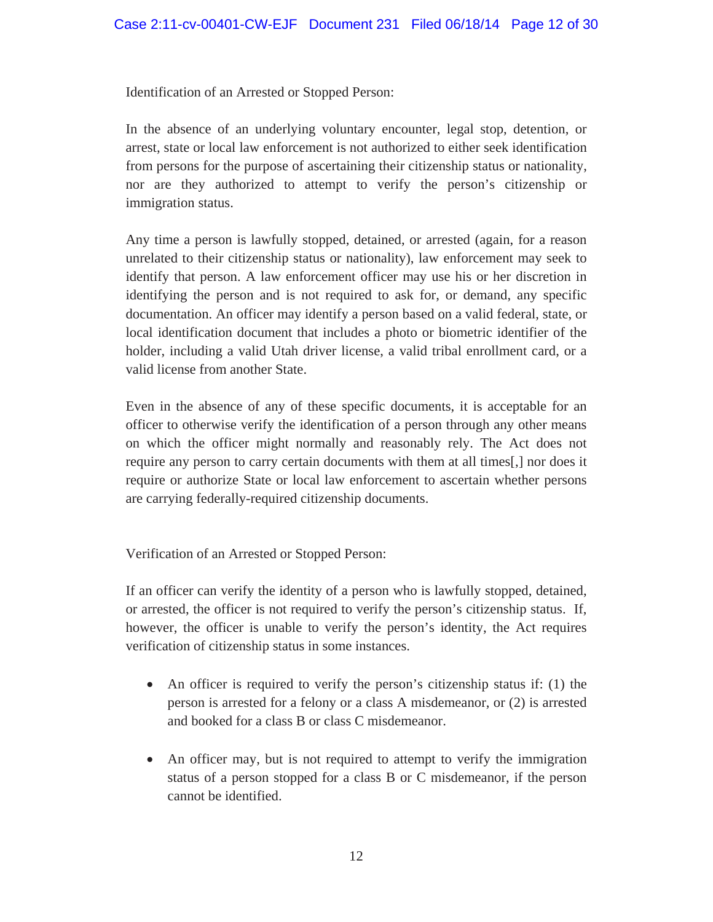Identification of an Arrested or Stopped Person:

In the absence of an underlying voluntary encounter, legal stop, detention, or arrest, state or local law enforcement is not authorized to either seek identification from persons for the purpose of ascertaining their citizenship status or nationality, nor are they authorized to attempt to verify the person's citizenship or immigration status.

Any time a person is lawfully stopped, detained, or arrested (again, for a reason unrelated to their citizenship status or nationality), law enforcement may seek to identify that person. A law enforcement officer may use his or her discretion in identifying the person and is not required to ask for, or demand, any specific documentation. An officer may identify a person based on a valid federal, state, or local identification document that includes a photo or biometric identifier of the holder, including a valid Utah driver license, a valid tribal enrollment card, or a valid license from another State.

Even in the absence of any of these specific documents, it is acceptable for an officer to otherwise verify the identification of a person through any other means on which the officer might normally and reasonably rely. The Act does not require any person to carry certain documents with them at all times[,] nor does it require or authorize State or local law enforcement to ascertain whether persons are carrying federally-required citizenship documents.

Verification of an Arrested or Stopped Person:

If an officer can verify the identity of a person who is lawfully stopped, detained, or arrested, the officer is not required to verify the person's citizenship status. If, however, the officer is unable to verify the person's identity, the Act requires verification of citizenship status in some instances.

- An officer is required to verify the person's citizenship status if: (1) the person is arrested for a felony or a class A misdemeanor, or (2) is arrested and booked for a class B or class C misdemeanor.

- An officer may, but is not required to attempt to verify the immigration status of a person stopped for a class B or C misdemeanor, if the person cannot be identified.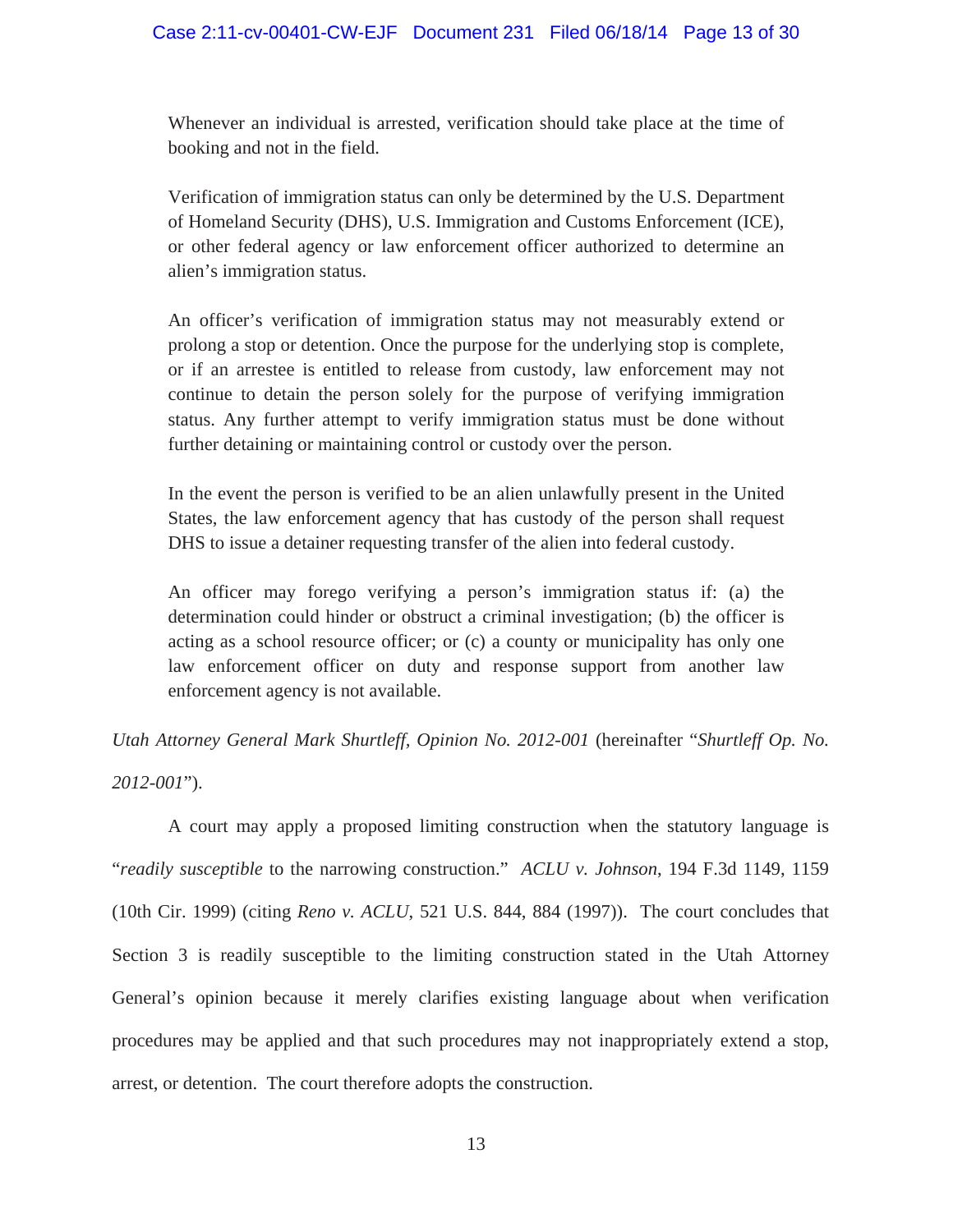> Whenever an individual is arrested, verification should take place at the time of booking and not in the field.
>
> Verification of immigration status can only be determined by the U.S. Department of Homeland Security (DHS), U.S. Immigration and Customs Enforcement (ICE), or other federal agency or law enforcement officer authorized to determine an alien's immigration status.
>
> An officer's verification of immigration status may not measurably extend or prolong a stop or detention. Once the purpose for the underlying stop is complete, or if an arrestee is entitled to release from custody, law enforcement may not continue to detain the person solely for the purpose of verifying immigration status. Any further attempt to verify immigration status must be done without further detaining or maintaining control or custody over the person.
>
> In the event the person is verified to be an alien unlawfully present in the United States, the law enforcement agency that has custody of the person shall request DHS to issue a detainer requesting transfer of the alien into federal custody.
>
> An officer may forego verifying a person's immigration status if: (a) the determination could hinder or obstruct a criminal investigation; (b) the officer is acting as a school resource officer; or (c) a county or municipality has only one law enforcement officer on duty and response support from another law enforcement agency is not available.

*Utah Attorney General Mark Shurtleff, Opinion No. 2012-001* (hereinafter "*Shurtleff Op. No. 2012-001*").

A court may apply a proposed limiting construction when the statutory language is "*readily susceptible* to the narrowing construction." *ACLU v. Johnson*, 194 F.3d 1149, 1159 (10th Cir. 1999) (citing *Reno v. ACLU*, 521 U.S. 844, 884 (1997)). The court concludes that Section 3 is readily susceptible to the limiting construction stated in the Utah Attorney General's opinion because it merely clarifies existing language about when verification procedures may be applied and that such procedures may not inappropriately extend a stop, arrest, or detention. The court therefore adopts the construction.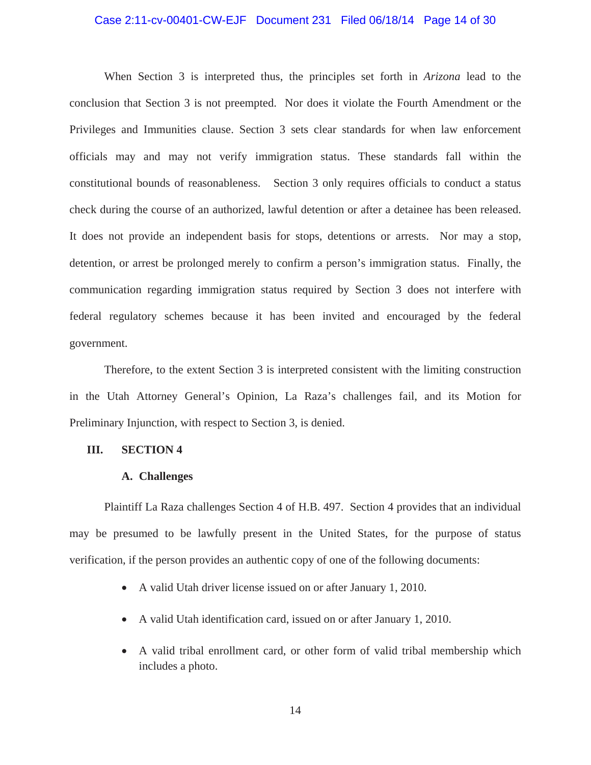When Section 3 is interpreted thus, the principles set forth in *Arizona* lead to the conclusion that Section 3 is not preempted. Nor does it violate the Fourth Amendment or the Privileges and Immunities clause. Section 3 sets clear standards for when law enforcement officials may and may not verify immigration status. These standards fall within the constitutional bounds of reasonableness. Section 3 only requires officials to conduct a status check during the course of an authorized, lawful detention or after a detainee has been released. It does not provide an independent basis for stops, detentions or arrests. Nor may a stop, detention, or arrest be prolonged merely to confirm a person's immigration status. Finally, the communication regarding immigration status required by Section 3 does not interfere with federal regulatory schemes because it has been invited and encouraged by the federal government.

Therefore, to the extent Section 3 is interpreted consistent with the limiting construction in the Utah Attorney General's Opinion, La Raza's challenges fail, and its Motion for Preliminary Injunction, with respect to Section 3, is denied.

## III. SECTION 4

### A. Challenges

Plaintiff La Raza challenges Section 4 of H.B. 497. Section 4 provides that an individual may be presumed to be lawfully present in the United States, for the purpose of status verification, if the person provides an authentic copy of one of the following documents:

- A valid Utah driver license issued on or after January 1, 2010.
- A valid Utah identification card, issued on or after January 1, 2010.
- A valid tribal enrollment card, or other form of valid tribal membership which includes a photo.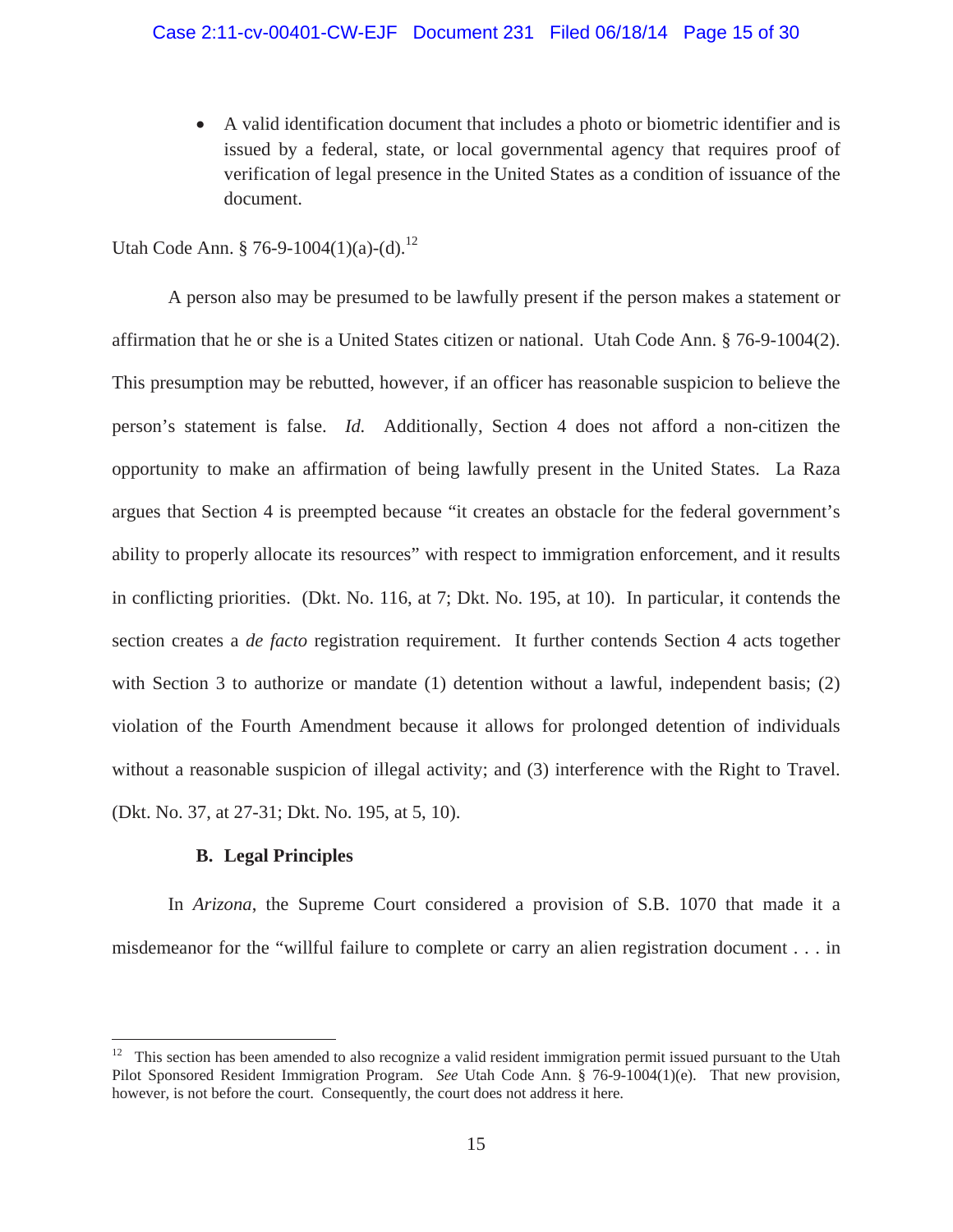- A valid identification document that includes a photo or biometric identifier and is issued by a federal, state, or local governmental agency that requires proof of verification of legal presence in the United States as a condition of issuance of the document.

Utah Code Ann. § 76-9-1004(1)(a)-(d).[12]

A person also may be presumed to be lawfully present if the person makes a statement or affirmation that he or she is a United States citizen or national. Utah Code Ann. § 76-9-1004(2). This presumption may be rebutted, however, if an officer has reasonable suspicion to believe the person's statement is false. *Id.* Additionally, Section 4 does not afford a non-citizen the opportunity to make an affirmation of being lawfully present in the United States. La Raza argues that Section 4 is preempted because "it creates an obstacle for the federal government's ability to properly allocate its resources" with respect to immigration enforcement, and it results in conflicting priorities. (Dkt. No. 116, at 7; Dkt. No. 195, at 10). In particular, it contends the section creates a *de facto* registration requirement. It further contends Section 4 acts together with Section 3 to authorize or mandate (1) detention without a lawful, independent basis; (2) violation of the Fourth Amendment because it allows for prolonged detention of individuals without a reasonable suspicion of illegal activity; and (3) interference with the Right to Travel. (Dkt. No. 37, at 27-31; Dkt. No. 195, at 5, 10).

**B. Legal Principles**

In *Arizona*, the Supreme Court considered a provision of S.B. 1070 that made it a misdemeanor for the "willful failure to complete or carry an alien registration document . . . in

---

[12] This section has been amended to also recognize a valid resident immigration permit issued pursuant to the Utah Pilot Sponsored Resident Immigration Program. *See* Utah Code Ann. § 76-9-1004(1)(e). That new provision, however, is not before the court. Consequently, the court does not address it here.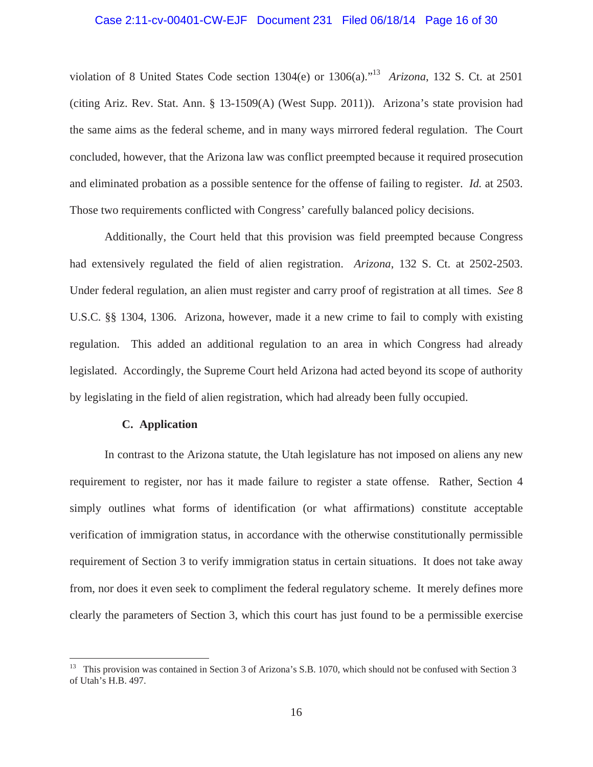violation of 8 United States Code section 1304(e) or 1306(a)."[13] *Arizona*, 132 S. Ct. at 2501 (citing Ariz. Rev. Stat. Ann. § 13-1509(A) (West Supp. 2011)). Arizona's state provision had the same aims as the federal scheme, and in many ways mirrored federal regulation. The Court concluded, however, that the Arizona law was conflict preempted because it required prosecution and eliminated probation as a possible sentence for the offense of failing to register. *Id.* at 2503. Those two requirements conflicted with Congress' carefully balanced policy decisions.

Additionally, the Court held that this provision was field preempted because Congress had extensively regulated the field of alien registration. *Arizona*, 132 S. Ct. at 2502-2503. Under federal regulation, an alien must register and carry proof of registration at all times. *See* 8 U.S.C. §§ 1304, 1306. Arizona, however, made it a new crime to fail to comply with existing regulation. This added an additional regulation to an area in which Congress had already legislated. Accordingly, the Supreme Court held Arizona had acted beyond its scope of authority by legislating in the field of alien registration, which had already been fully occupied.

### C. Application

In contrast to the Arizona statute, the Utah legislature has not imposed on aliens any new requirement to register, nor has it made failure to register a state offense. Rather, Section 4 simply outlines what forms of identification (or what affirmations) constitute acceptable verification of immigration status, in accordance with the otherwise constitutionally permissible requirement of Section 3 to verify immigration status in certain situations. It does not take away from, nor does it even seek to compliment the federal regulatory scheme. It merely defines more clearly the parameters of Section 3, which this court has just found to be a permissible exercise

[13] This provision was contained in Section 3 of Arizona's S.B. 1070, which should not be confused with Section 3 of Utah's H.B. 497.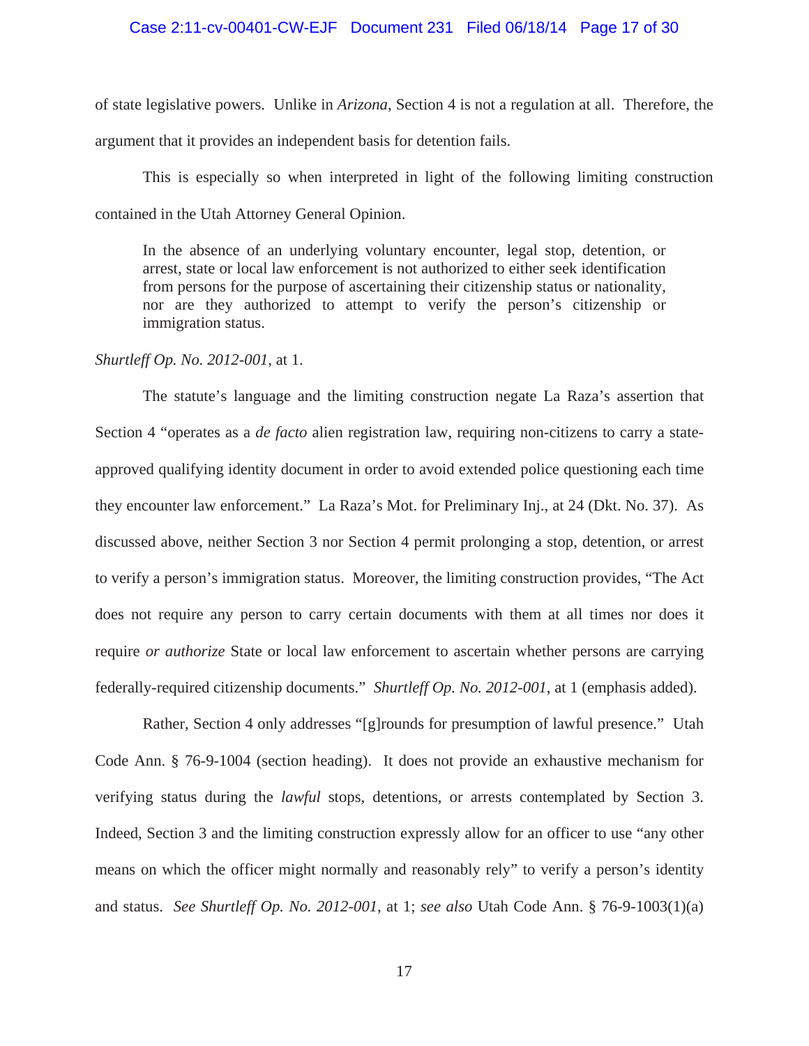of state legislative powers. Unlike in *Arizona*, Section 4 is not a regulation at all. Therefore, the argument that it provides an independent basis for detention fails.

This is especially so when interpreted in light of the following limiting construction contained in the Utah Attorney General Opinion.

> In the absence of an underlying voluntary encounter, legal stop, detention, or arrest, state or local law enforcement is not authorized to either seek identification from persons for the purpose of ascertaining their citizenship status or nationality, nor are they authorized to attempt to verify the person's citizenship or immigration status.

*Shurtleff Op. No. 2012-001*, at 1.

The statute's language and the limiting construction negate La Raza's assertion that Section 4 "operates as a *de facto* alien registration law, requiring non-citizens to carry a state-approved qualifying identity document in order to avoid extended police questioning each time they encounter law enforcement." La Raza's Mot. for Preliminary Inj., at 24 (Dkt. No. 37). As discussed above, neither Section 3 nor Section 4 permit prolonging a stop, detention, or arrest to verify a person's immigration status. Moreover, the limiting construction provides, "The Act does not require any person to carry certain documents with them at all times nor does it require *or authorize* State or local law enforcement to ascertain whether persons are carrying federally-required citizenship documents." *Shurtleff Op. No. 2012-001*, at 1 (emphasis added).

Rather, Section 4 only addresses "[g]rounds for presumption of lawful presence." Utah Code Ann. § 76-9-1004 (section heading). It does not provide an exhaustive mechanism for verifying status during the *lawful* stops, detentions, or arrests contemplated by Section 3. Indeed, Section 3 and the limiting construction expressly allow for an officer to use "any other means on which the officer might normally and reasonably rely" to verify a person's identity and status. *See Shurtleff Op. No. 2012-001*, at 1; *see also* Utah Code Ann. § 76-9-1003(1)(a)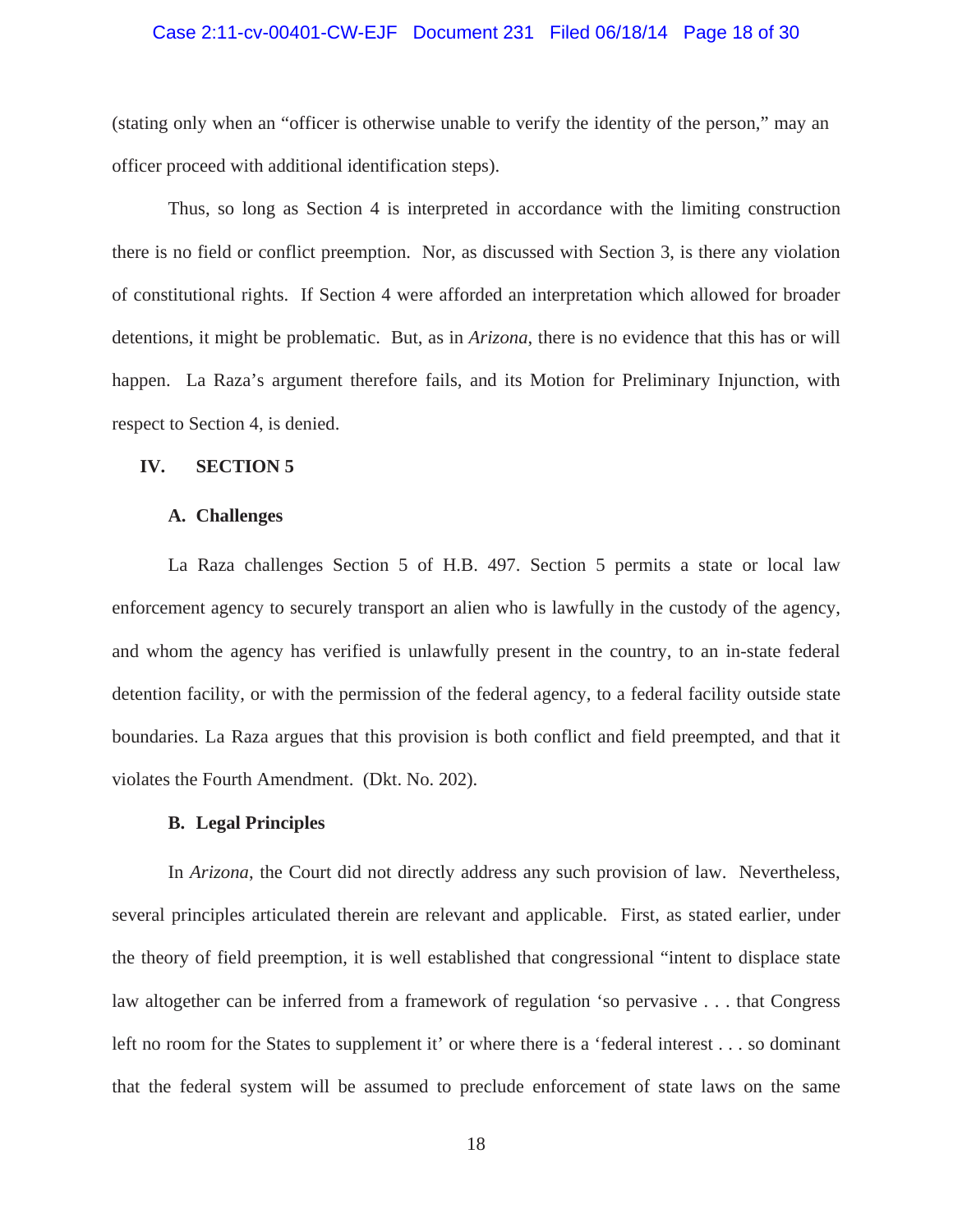(stating only when an "officer is otherwise unable to verify the identity of the person," may an officer proceed with additional identification steps).

Thus, so long as Section 4 is interpreted in accordance with the limiting construction there is no field or conflict preemption. Nor, as discussed with Section 3, is there any violation of constitutional rights. If Section 4 were afforded an interpretation which allowed for broader detentions, it might be problematic. But, as in *Arizona*, there is no evidence that this has or will happen. La Raza's argument therefore fails, and its Motion for Preliminary Injunction, with respect to Section 4, is denied.

## IV. SECTION 5

### A. Challenges

La Raza challenges Section 5 of H.B. 497. Section 5 permits a state or local law enforcement agency to securely transport an alien who is lawfully in the custody of the agency, and whom the agency has verified is unlawfully present in the country, to an in-state federal detention facility, or with the permission of the federal agency, to a federal facility outside state boundaries. La Raza argues that this provision is both conflict and field preempted, and that it violates the Fourth Amendment. (Dkt. No. 202).

### B. Legal Principles

In *Arizona*, the Court did not directly address any such provision of law. Nevertheless, several principles articulated therein are relevant and applicable. First, as stated earlier, under the theory of field preemption, it is well established that congressional "intent to displace state law altogether can be inferred from a framework of regulation 'so pervasive . . . that Congress left no room for the States to supplement it' or where there is a 'federal interest . . . so dominant that the federal system will be assumed to preclude enforcement of state laws on the same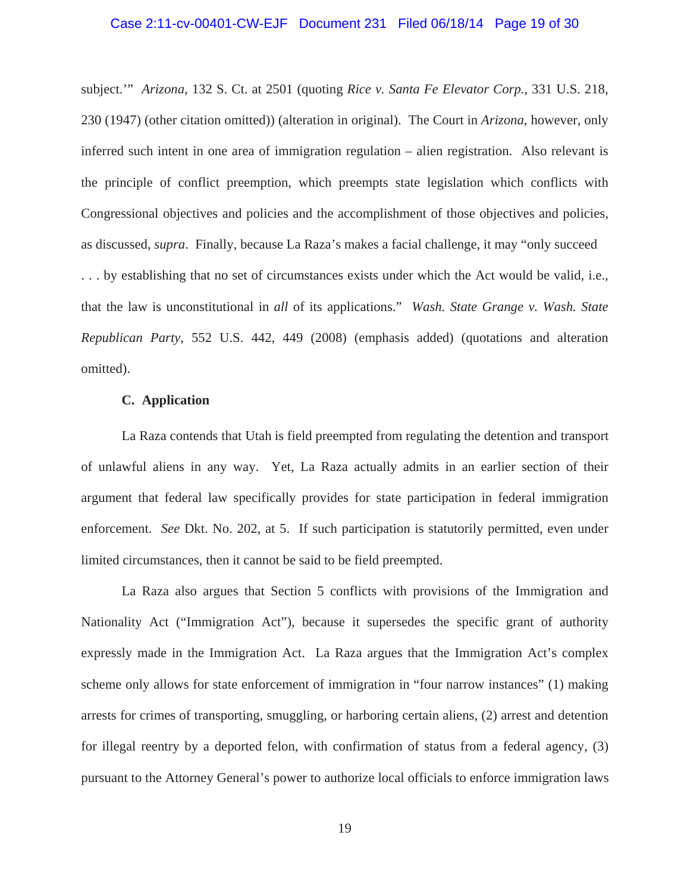subject.'" *Arizona*, 132 S. Ct. at 2501 (quoting *Rice v. Santa Fe Elevator Corp.*, 331 U.S. 218, 230 (1947) (other citation omitted)) (alteration in original). The Court in *Arizona*, however, only inferred such intent in one area of immigration regulation – alien registration. Also relevant is the principle of conflict preemption, which preempts state legislation which conflicts with Congressional objectives and policies and the accomplishment of those objectives and policies, as discussed, *supra*. Finally, because La Raza's makes a facial challenge, it may "only succeed . . . by establishing that no set of circumstances exists under which the Act would be valid, i.e., that the law is unconstitutional in *all* of its applications." *Wash. State Grange v. Wash. State Republican Party*, 552 U.S. 442, 449 (2008) (emphasis added) (quotations and alteration omitted).

### C. Application

La Raza contends that Utah is field preempted from regulating the detention and transport of unlawful aliens in any way. Yet, La Raza actually admits in an earlier section of their argument that federal law specifically provides for state participation in federal immigration enforcement. *See* Dkt. No. 202, at 5. If such participation is statutorily permitted, even under limited circumstances, then it cannot be said to be field preempted.

La Raza also argues that Section 5 conflicts with provisions of the Immigration and Nationality Act ("Immigration Act"), because it supersedes the specific grant of authority expressly made in the Immigration Act. La Raza argues that the Immigration Act's complex scheme only allows for state enforcement of immigration in "four narrow instances" (1) making arrests for crimes of transporting, smuggling, or harboring certain aliens, (2) arrest and detention for illegal reentry by a deported felon, with confirmation of status from a federal agency, (3) pursuant to the Attorney General's power to authorize local officials to enforce immigration laws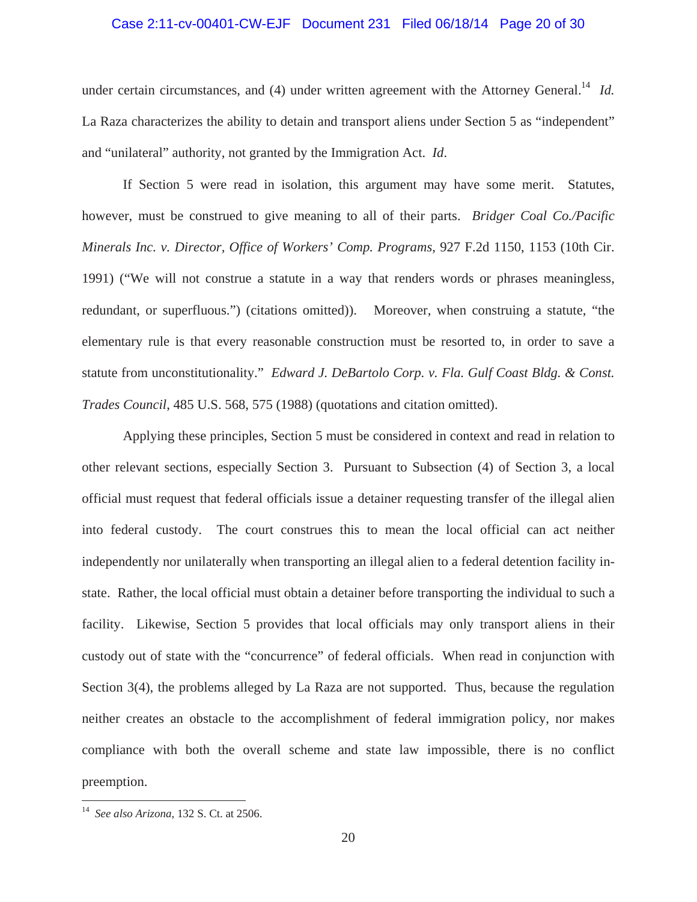under certain circumstances, and (4) under written agreement with the Attorney General.[14] *Id.* La Raza characterizes the ability to detain and transport aliens under Section 5 as "independent" and "unilateral" authority, not granted by the Immigration Act. *Id*.

If Section 5 were read in isolation, this argument may have some merit. Statutes, however, must be construed to give meaning to all of their parts. *Bridger Coal Co./Pacific Minerals Inc. v. Director, Office of Workers' Comp. Programs*, 927 F.2d 1150, 1153 (10th Cir. 1991) ("We will not construe a statute in a way that renders words or phrases meaningless, redundant, or superfluous.") (citations omitted)). Moreover, when construing a statute, "the elementary rule is that every reasonable construction must be resorted to, in order to save a statute from unconstitutionality." *Edward J. DeBartolo Corp. v. Fla. Gulf Coast Bldg. & Const. Trades Council*, 485 U.S. 568, 575 (1988) (quotations and citation omitted).

Applying these principles, Section 5 must be considered in context and read in relation to other relevant sections, especially Section 3. Pursuant to Subsection (4) of Section 3, a local official must request that federal officials issue a detainer requesting transfer of the illegal alien into federal custody. The court construes this to mean the local official can act neither independently nor unilaterally when transporting an illegal alien to a federal detention facility in-state. Rather, the local official must obtain a detainer before transporting the individual to such a facility. Likewise, Section 5 provides that local officials may only transport aliens in their custody out of state with the "concurrence" of federal officials. When read in conjunction with Section 3(4), the problems alleged by La Raza are not supported. Thus, because the regulation neither creates an obstacle to the accomplishment of federal immigration policy, nor makes compliance with both the overall scheme and state law impossible, there is no conflict preemption.

---

[14] *See also Arizona*, 132 S. Ct. at 2506.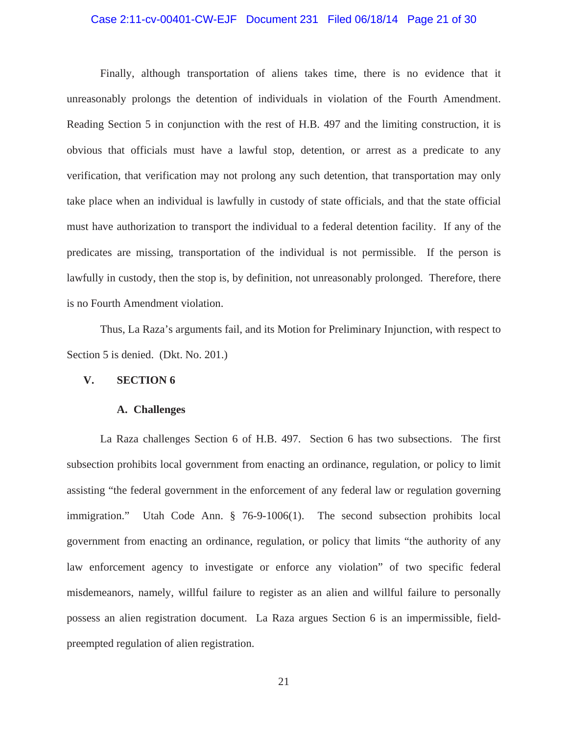Finally, although transportation of aliens takes time, there is no evidence that it unreasonably prolongs the detention of individuals in violation of the Fourth Amendment. Reading Section 5 in conjunction with the rest of H.B. 497 and the limiting construction, it is obvious that officials must have a lawful stop, detention, or arrest as a predicate to any verification, that verification may not prolong any such detention, that transportation may only take place when an individual is lawfully in custody of state officials, and that the state official must have authorization to transport the individual to a federal detention facility. If any of the predicates are missing, transportation of the individual is not permissible. If the person is lawfully in custody, then the stop is, by definition, not unreasonably prolonged. Therefore, there is no Fourth Amendment violation.

Thus, La Raza's arguments fail, and its Motion for Preliminary Injunction, with respect to Section 5 is denied. (Dkt. No. 201.)

## V. SECTION 6

### A. Challenges

La Raza challenges Section 6 of H.B. 497. Section 6 has two subsections. The first subsection prohibits local government from enacting an ordinance, regulation, or policy to limit assisting "the federal government in the enforcement of any federal law or regulation governing immigration." Utah Code Ann. § 76-9-1006(1). The second subsection prohibits local government from enacting an ordinance, regulation, or policy that limits "the authority of any law enforcement agency to investigate or enforce any violation" of two specific federal misdemeanors, namely, willful failure to register as an alien and willful failure to personally possess an alien registration document. La Raza argues Section 6 is an impermissible, field-preempted regulation of alien registration.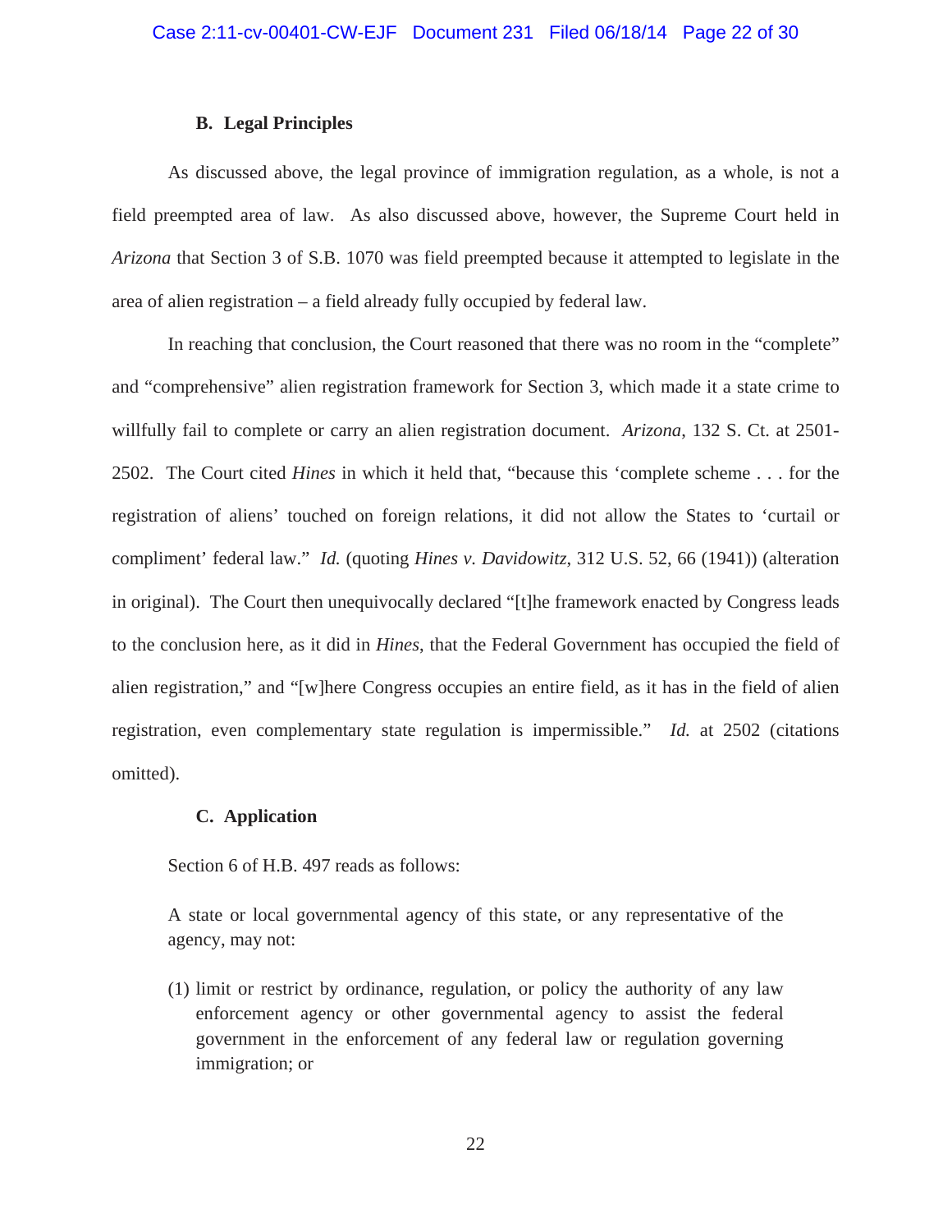### B. Legal Principles

As discussed above, the legal province of immigration regulation, as a whole, is not a field preempted area of law. As also discussed above, however, the Supreme Court held in *Arizona* that Section 3 of S.B. 1070 was field preempted because it attempted to legislate in the area of alien registration – a field already fully occupied by federal law.

In reaching that conclusion, the Court reasoned that there was no room in the "complete" and "comprehensive" alien registration framework for Section 3, which made it a state crime to willfully fail to complete or carry an alien registration document. *Arizona*, 132 S. Ct. at 2501-2502. The Court cited *Hines* in which it held that, "because this 'complete scheme . . . for the registration of aliens' touched on foreign relations, it did not allow the States to 'curtail or compliment' federal law." *Id.* (quoting *Hines v. Davidowitz*, 312 U.S. 52, 66 (1941)) (alteration in original). The Court then unequivocally declared "[t]he framework enacted by Congress leads to the conclusion here, as it did in *Hines*, that the Federal Government has occupied the field of alien registration," and "[w]here Congress occupies an entire field, as it has in the field of alien registration, even complementary state regulation is impermissible." *Id.* at 2502 (citations omitted).

### C. Application

Section 6 of H.B. 497 reads as follows:

> A state or local governmental agency of this state, or any representative of the agency, may not:
>
> (1) limit or restrict by ordinance, regulation, or policy the authority of any law enforcement agency or other governmental agency to assist the federal government in the enforcement of any federal law or regulation governing immigration; or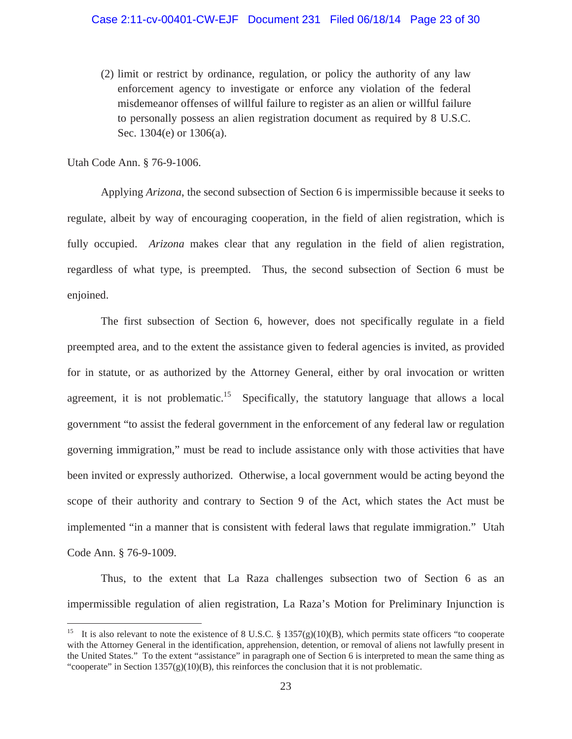(2) limit or restrict by ordinance, regulation, or policy the authority of any law enforcement agency to investigate or enforce any violation of the federal misdemeanor offenses of willful failure to register as an alien or willful failure to personally possess an alien registration document as required by 8 U.S.C. Sec. 1304(e) or 1306(a).

Utah Code Ann. § 76-9-1006.

Applying *Arizona*, the second subsection of Section 6 is impermissible because it seeks to regulate, albeit by way of encouraging cooperation, in the field of alien registration, which is fully occupied. *Arizona* makes clear that any regulation in the field of alien registration, regardless of what type, is preempted. Thus, the second subsection of Section 6 must be enjoined.

The first subsection of Section 6, however, does not specifically regulate in a field preempted area, and to the extent the assistance given to federal agencies is invited, as provided for in statute, or as authorized by the Attorney General, either by oral invocation or written agreement, it is not problematic.[15] Specifically, the statutory language that allows a local government "to assist the federal government in the enforcement of any federal law or regulation governing immigration," must be read to include assistance only with those activities that have been invited or expressly authorized. Otherwise, a local government would be acting beyond the scope of their authority and contrary to Section 9 of the Act, which states the Act must be implemented "in a manner that is consistent with federal laws that regulate immigration." Utah Code Ann. § 76-9-1009.

Thus, to the extent that La Raza challenges subsection two of Section 6 as an impermissible regulation of alien registration, La Raza's Motion for Preliminary Injunction is

[15] It is also relevant to note the existence of 8 U.S.C. § 1357(g)(10)(B), which permits state officers "to cooperate with the Attorney General in the identification, apprehension, detention, or removal of aliens not lawfully present in the United States." To the extent "assistance" in paragraph one of Section 6 is interpreted to mean the same thing as "cooperate" in Section 1357(g)(10)(B), this reinforces the conclusion that it is not problematic.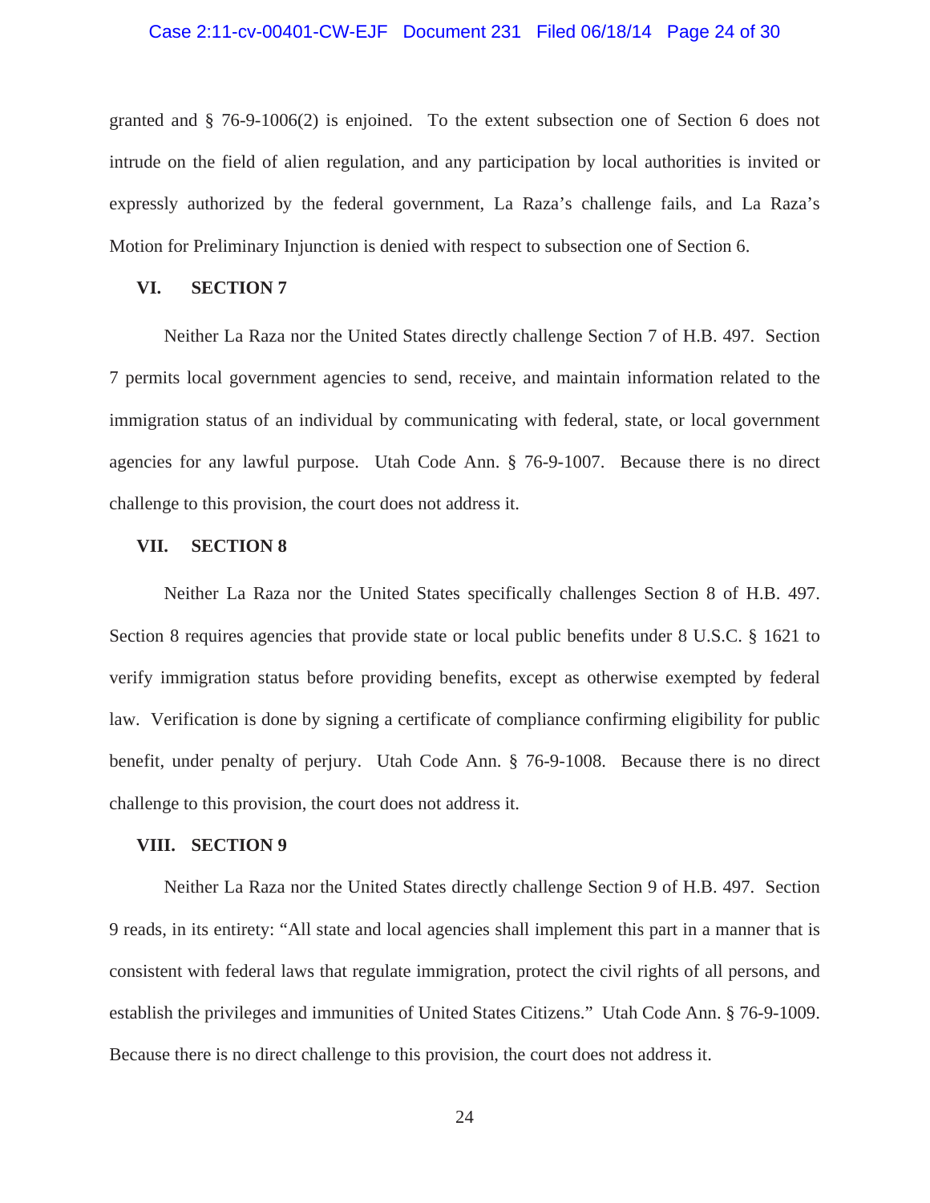granted and § 76-9-1006(2) is enjoined. To the extent subsection one of Section 6 does not intrude on the field of alien regulation, and any participation by local authorities is invited or expressly authorized by the federal government, La Raza's challenge fails, and La Raza's Motion for Preliminary Injunction is denied with respect to subsection one of Section 6.

## VI. SECTION 7

Neither La Raza nor the United States directly challenge Section 7 of H.B. 497. Section 7 permits local government agencies to send, receive, and maintain information related to the immigration status of an individual by communicating with federal, state, or local government agencies for any lawful purpose. Utah Code Ann. § 76-9-1007. Because there is no direct challenge to this provision, the court does not address it.

## VII. SECTION 8

Neither La Raza nor the United States specifically challenges Section 8 of H.B. 497. Section 8 requires agencies that provide state or local public benefits under 8 U.S.C. § 1621 to verify immigration status before providing benefits, except as otherwise exempted by federal law. Verification is done by signing a certificate of compliance confirming eligibility for public benefit, under penalty of perjury. Utah Code Ann. § 76-9-1008. Because there is no direct challenge to this provision, the court does not address it.

## VIII. SECTION 9

Neither La Raza nor the United States directly challenge Section 9 of H.B. 497. Section 9 reads, in its entirety: "All state and local agencies shall implement this part in a manner that is consistent with federal laws that regulate immigration, protect the civil rights of all persons, and establish the privileges and immunities of United States Citizens." Utah Code Ann. § 76-9-1009. Because there is no direct challenge to this provision, the court does not address it.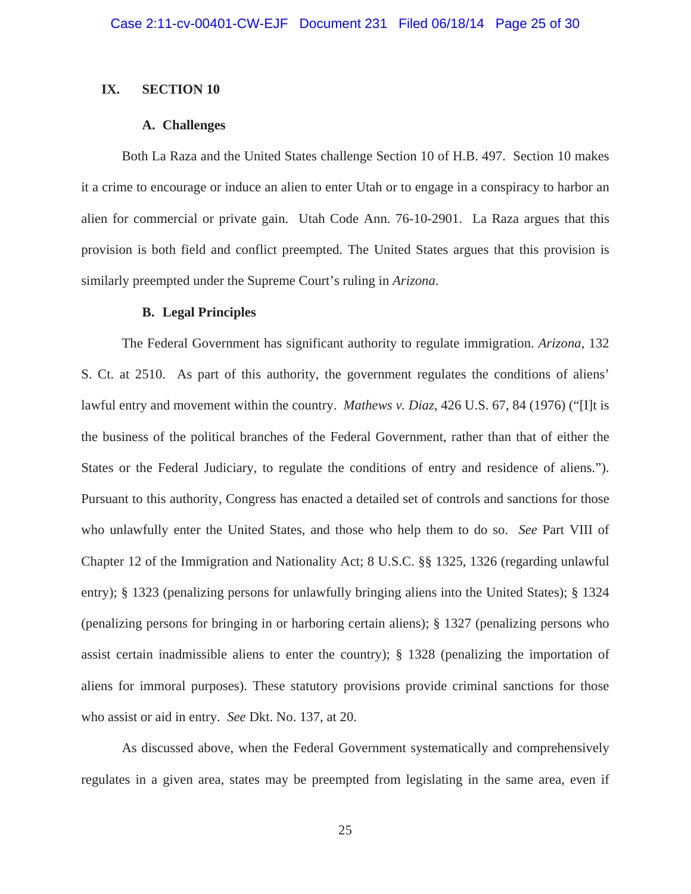## IX. SECTION 10

### A. Challenges

Both La Raza and the United States challenge Section 10 of H.B. 497. Section 10 makes it a crime to encourage or induce an alien to enter Utah or to engage in a conspiracy to harbor an alien for commercial or private gain. Utah Code Ann. 76-10-2901. La Raza argues that this provision is both field and conflict preempted. The United States argues that this provision is similarly preempted under the Supreme Court's ruling in *Arizona*.

### B. Legal Principles

The Federal Government has significant authority to regulate immigration. *Arizona*, 132 S. Ct. at 2510. As part of this authority, the government regulates the conditions of aliens' lawful entry and movement within the country. *Mathews v. Diaz*, 426 U.S. 67, 84 (1976) ("[I]t is the business of the political branches of the Federal Government, rather than that of either the States or the Federal Judiciary, to regulate the conditions of entry and residence of aliens."). Pursuant to this authority, Congress has enacted a detailed set of controls and sanctions for those who unlawfully enter the United States, and those who help them to do so. *See* Part VIII of Chapter 12 of the Immigration and Nationality Act; 8 U.S.C. §§ 1325, 1326 (regarding unlawful entry); § 1323 (penalizing persons for unlawfully bringing aliens into the United States); § 1324 (penalizing persons for bringing in or harboring certain aliens); § 1327 (penalizing persons who assist certain inadmissible aliens to enter the country); § 1328 (penalizing the importation of aliens for immoral purposes). These statutory provisions provide criminal sanctions for those who assist or aid in entry. *See* Dkt. No. 137, at 20.

As discussed above, when the Federal Government systematically and comprehensively regulates in a given area, states may be preempted from legislating in the same area, even if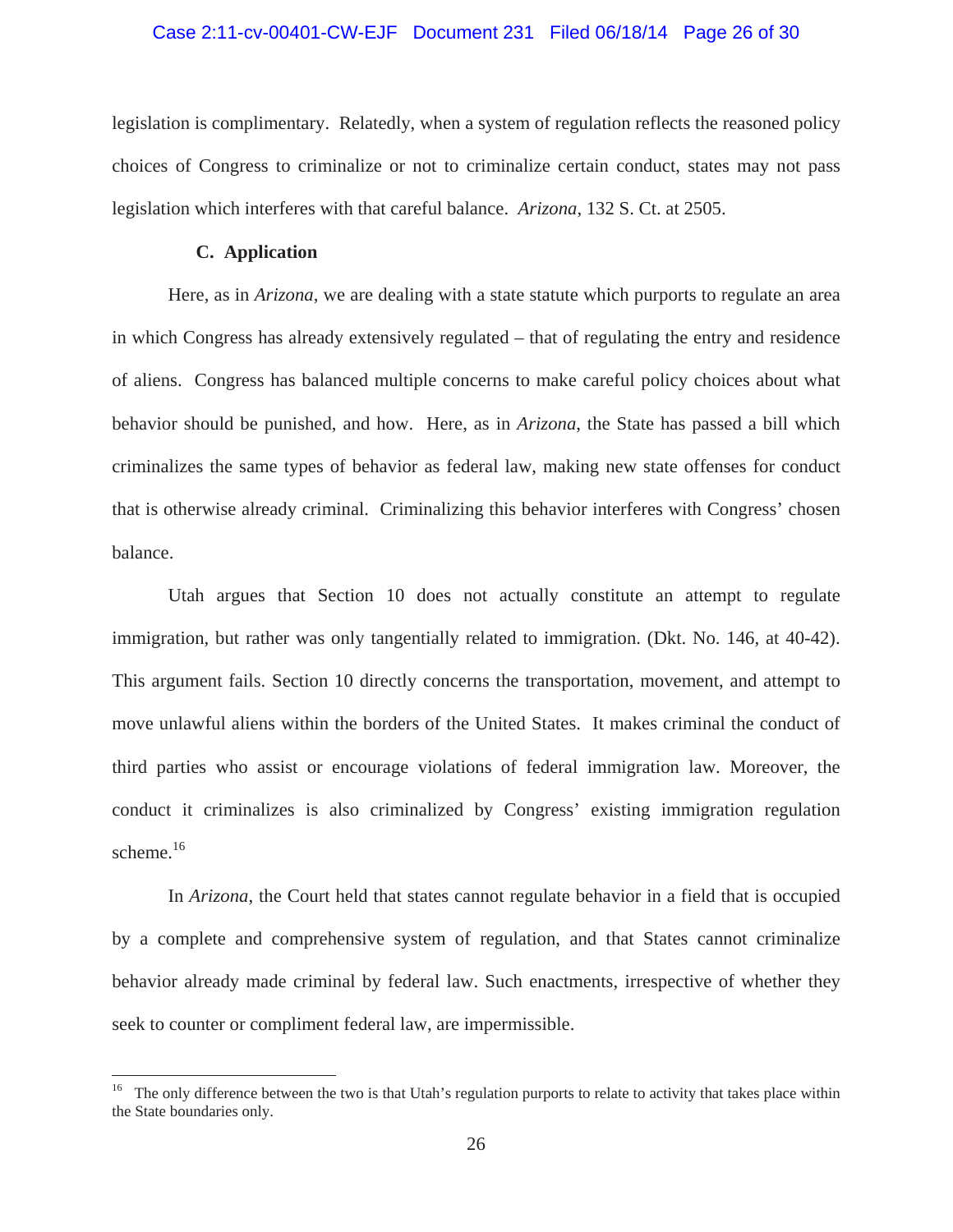legislation is complimentary. Relatedly, when a system of regulation reflects the reasoned policy choices of Congress to criminalize or not to criminalize certain conduct, states may not pass legislation which interferes with that careful balance. *Arizona*, 132 S. Ct. at 2505.

### C. Application

Here, as in *Arizona*, we are dealing with a state statute which purports to regulate an area in which Congress has already extensively regulated – that of regulating the entry and residence of aliens. Congress has balanced multiple concerns to make careful policy choices about what behavior should be punished, and how. Here, as in *Arizona*, the State has passed a bill which criminalizes the same types of behavior as federal law, making new state offenses for conduct that is otherwise already criminal. Criminalizing this behavior interferes with Congress' chosen balance.

Utah argues that Section 10 does not actually constitute an attempt to regulate immigration, but rather was only tangentially related to immigration. (Dkt. No. 146, at 40-42). This argument fails. Section 10 directly concerns the transportation, movement, and attempt to move unlawful aliens within the borders of the United States. It makes criminal the conduct of third parties who assist or encourage violations of federal immigration law. Moreover, the conduct it criminalizes is also criminalized by Congress' existing immigration regulation scheme.[16]

In *Arizona*, the Court held that states cannot regulate behavior in a field that is occupied by a complete and comprehensive system of regulation, and that States cannot criminalize behavior already made criminal by federal law. Such enactments, irrespective of whether they seek to counter or compliment federal law, are impermissible.

---

[16] The only difference between the two is that Utah's regulation purports to relate to activity that takes place within the State boundaries only.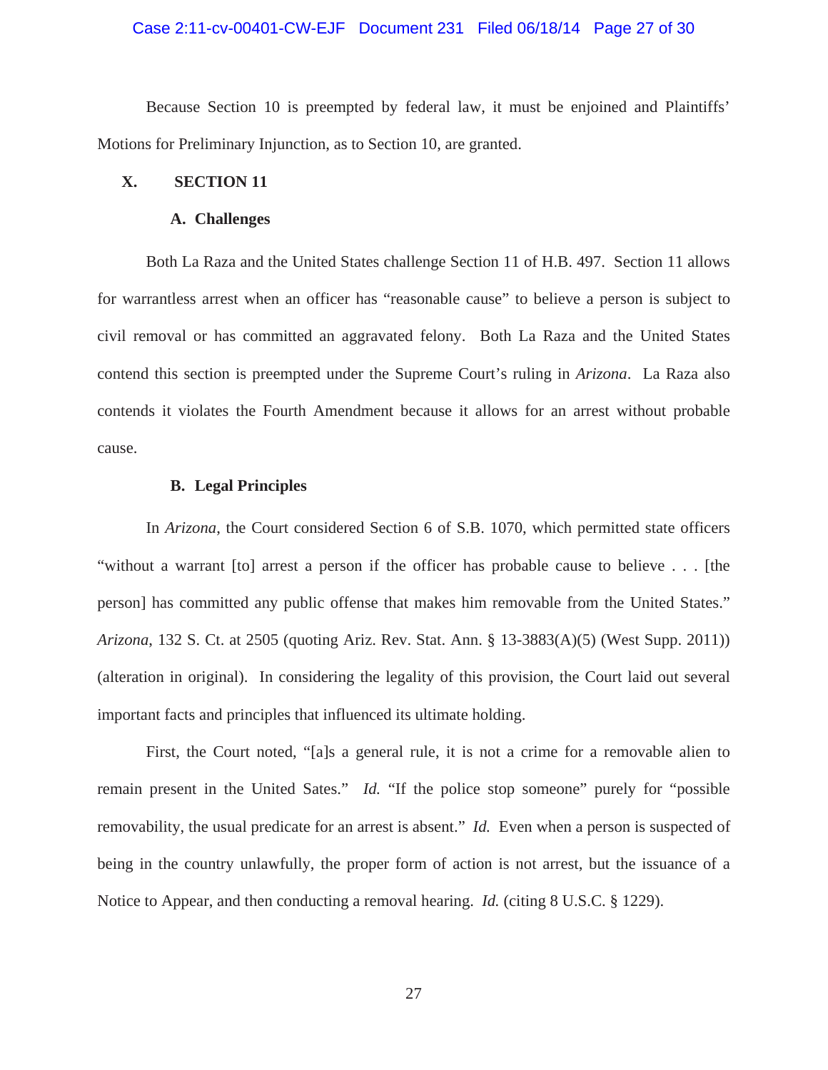Because Section 10 is preempted by federal law, it must be enjoined and Plaintiffs' Motions for Preliminary Injunction, as to Section 10, are granted.

## X. SECTION 11

### A. Challenges

Both La Raza and the United States challenge Section 11 of H.B. 497. Section 11 allows for warrantless arrest when an officer has "reasonable cause" to believe a person is subject to civil removal or has committed an aggravated felony. Both La Raza and the United States contend this section is preempted under the Supreme Court's ruling in *Arizona*. La Raza also contends it violates the Fourth Amendment because it allows for an arrest without probable cause.

### B. Legal Principles

In *Arizona*, the Court considered Section 6 of S.B. 1070, which permitted state officers "without a warrant [to] arrest a person if the officer has probable cause to believe . . . [the person] has committed any public offense that makes him removable from the United States." *Arizona*, 132 S. Ct. at 2505 (quoting Ariz. Rev. Stat. Ann. § 13-3883(A)(5) (West Supp. 2011)) (alteration in original). In considering the legality of this provision, the Court laid out several important facts and principles that influenced its ultimate holding.

First, the Court noted, "[a]s a general rule, it is not a crime for a removable alien to remain present in the United Sates." *Id.* "If the police stop someone" purely for "possible removability, the usual predicate for an arrest is absent." *Id.* Even when a person is suspected of being in the country unlawfully, the proper form of action is not arrest, but the issuance of a Notice to Appear, and then conducting a removal hearing. *Id.* (citing 8 U.S.C. § 1229).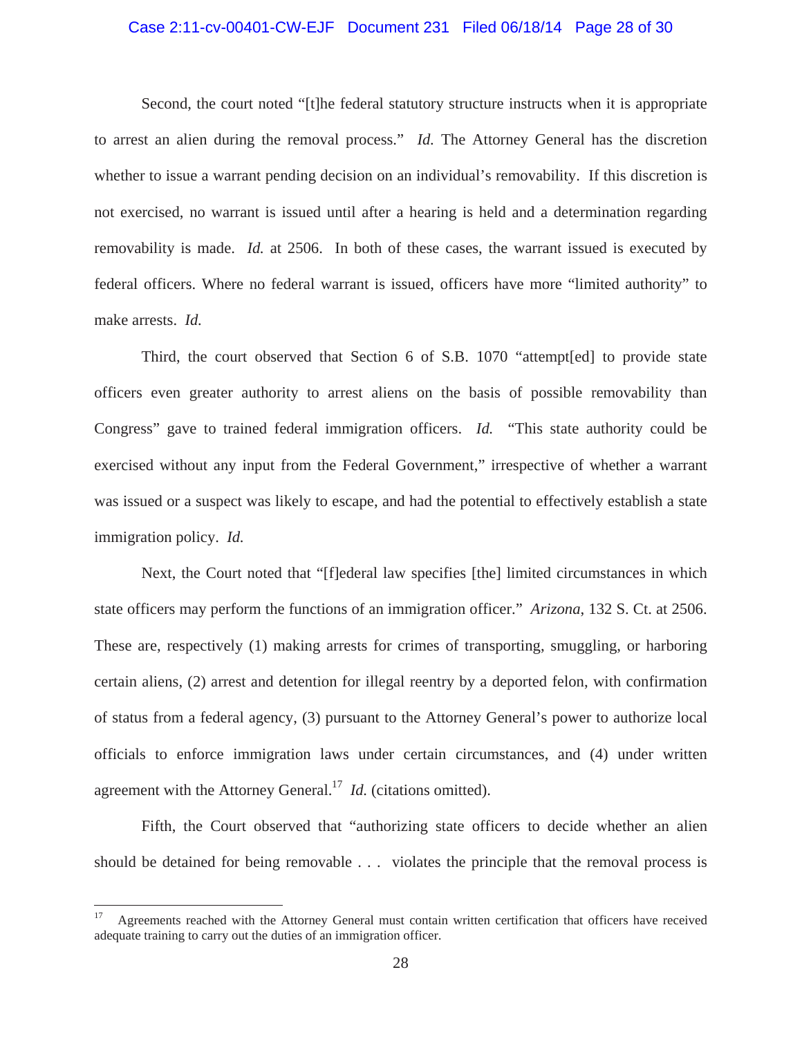Second, the court noted "[t]he federal statutory structure instructs when it is appropriate to arrest an alien during the removal process." *Id.* The Attorney General has the discretion whether to issue a warrant pending decision on an individual's removability. If this discretion is not exercised, no warrant is issued until after a hearing is held and a determination regarding removability is made. *Id.* at 2506. In both of these cases, the warrant issued is executed by federal officers. Where no federal warrant is issued, officers have more "limited authority" to make arrests. *Id.*

Third, the court observed that Section 6 of S.B. 1070 "attempt[ed] to provide state officers even greater authority to arrest aliens on the basis of possible removability than Congress" gave to trained federal immigration officers. *Id.* "This state authority could be exercised without any input from the Federal Government," irrespective of whether a warrant was issued or a suspect was likely to escape, and had the potential to effectively establish a state immigration policy. *Id.*

Next, the Court noted that "[f]ederal law specifies [the] limited circumstances in which state officers may perform the functions of an immigration officer." *Arizona*, 132 S. Ct. at 2506. These are, respectively (1) making arrests for crimes of transporting, smuggling, or harboring certain aliens, (2) arrest and detention for illegal reentry by a deported felon, with confirmation of status from a federal agency, (3) pursuant to the Attorney General's power to authorize local officials to enforce immigration laws under certain circumstances, and (4) under written agreement with the Attorney General.[17] *Id.* (citations omitted).

Fifth, the Court observed that "authorizing state officers to decide whether an alien should be detained for being removable . . . violates the principle that the removal process is

---

[17] Agreements reached with the Attorney General must contain written certification that officers have received adequate training to carry out the duties of an immigration officer.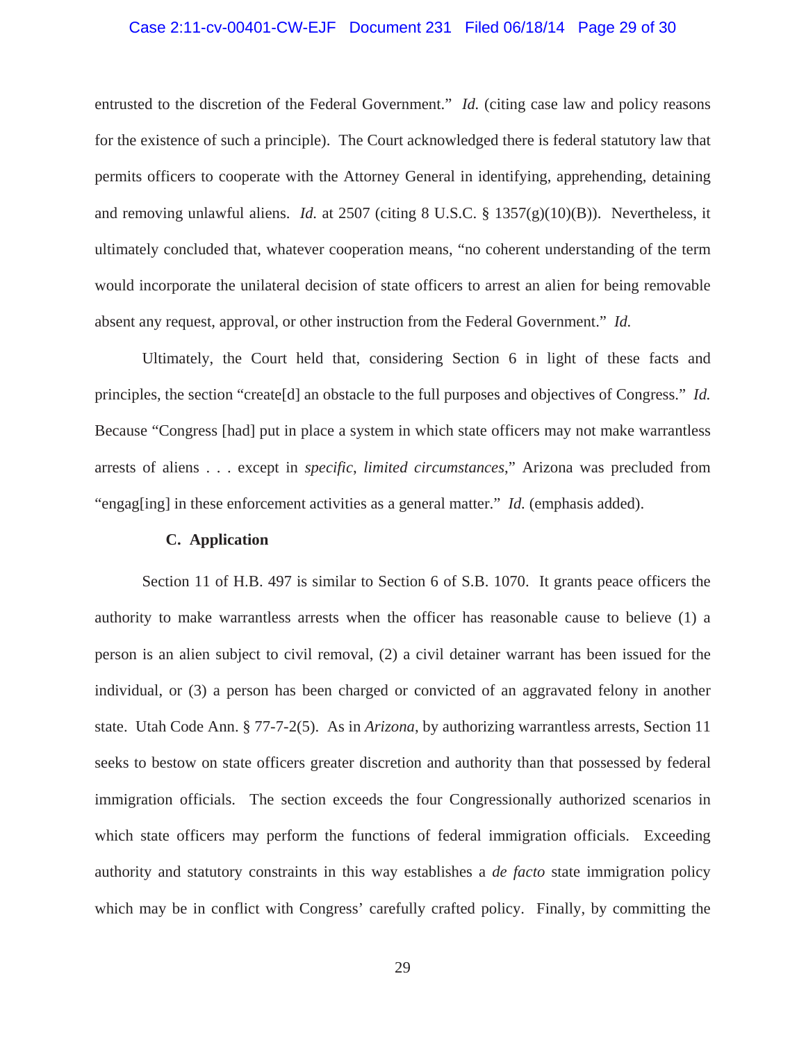entrusted to the discretion of the Federal Government." *Id.* (citing case law and policy reasons for the existence of such a principle). The Court acknowledged there is federal statutory law that permits officers to cooperate with the Attorney General in identifying, apprehending, detaining and removing unlawful aliens. *Id.* at 2507 (citing 8 U.S.C. § 1357(g)(10)(B)). Nevertheless, it ultimately concluded that, whatever cooperation means, "no coherent understanding of the term would incorporate the unilateral decision of state officers to arrest an alien for being removable absent any request, approval, or other instruction from the Federal Government." *Id.*

Ultimately, the Court held that, considering Section 6 in light of these facts and principles, the section "create[d] an obstacle to the full purposes and objectives of Congress." *Id.* Because "Congress [had] put in place a system in which state officers may not make warrantless arrests of aliens . . . except in *specific, limited circumstances*," Arizona was precluded from "engag[ing] in these enforcement activities as a general matter." *Id.* (emphasis added).

### C. Application

Section 11 of H.B. 497 is similar to Section 6 of S.B. 1070. It grants peace officers the authority to make warrantless arrests when the officer has reasonable cause to believe (1) a person is an alien subject to civil removal, (2) a civil detainer warrant has been issued for the individual, or (3) a person has been charged or convicted of an aggravated felony in another state. Utah Code Ann. § 77-7-2(5). As in *Arizona*, by authorizing warrantless arrests, Section 11 seeks to bestow on state officers greater discretion and authority than that possessed by federal immigration officials. The section exceeds the four Congressionally authorized scenarios in which state officers may perform the functions of federal immigration officials. Exceeding authority and statutory constraints in this way establishes a *de facto* state immigration policy which may be in conflict with Congress' carefully crafted policy. Finally, by committing the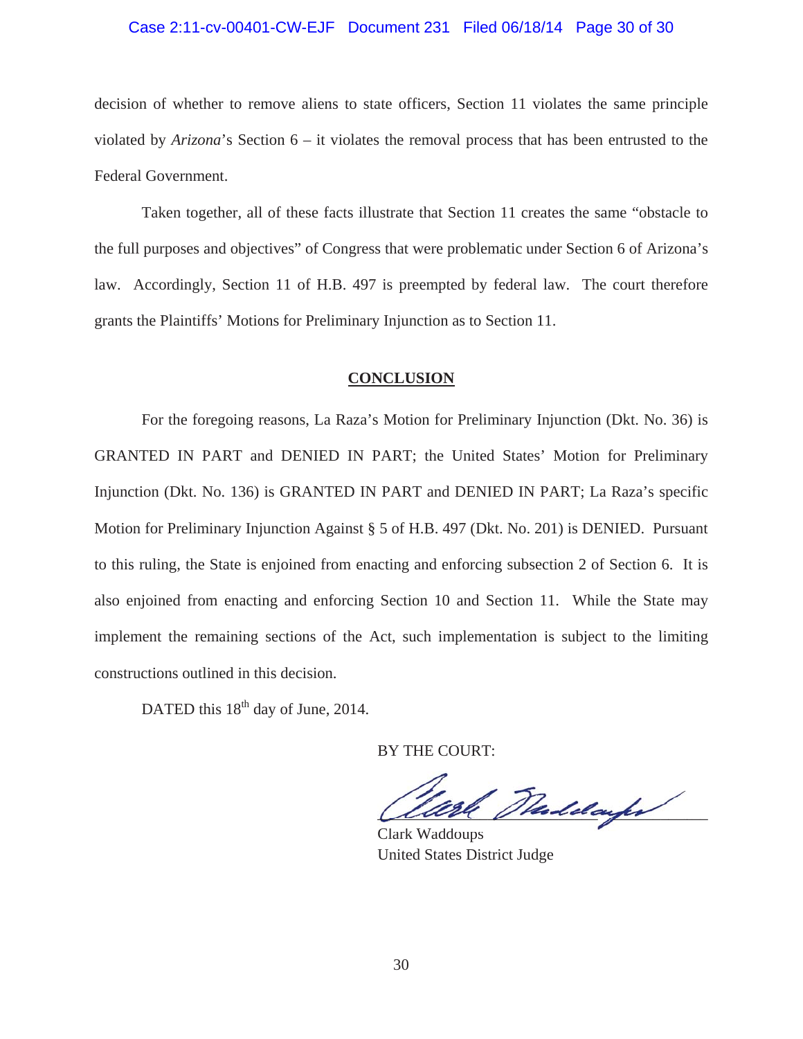decision of whether to remove aliens to state officers, Section 11 violates the same principle violated by *Arizona*'s Section 6 – it violates the removal process that has been entrusted to the Federal Government.

Taken together, all of these facts illustrate that Section 11 creates the same "obstacle to the full purposes and objectives" of Congress that were problematic under Section 6 of Arizona's law. Accordingly, Section 11 of H.B. 497 is preempted by federal law. The court therefore grants the Plaintiffs' Motions for Preliminary Injunction as to Section 11.

## CONCLUSION

For the foregoing reasons, La Raza's Motion for Preliminary Injunction (Dkt. No. 36) is GRANTED IN PART and DENIED IN PART; the United States' Motion for Preliminary Injunction (Dkt. No. 136) is GRANTED IN PART and DENIED IN PART; La Raza's specific Motion for Preliminary Injunction Against § 5 of H.B. 497 (Dkt. No. 201) is DENIED. Pursuant to this ruling, the State is enjoined from enacting and enforcing subsection 2 of Section 6. It is also enjoined from enacting and enforcing Section 10 and Section 11. While the State may implement the remaining sections of the Act, such implementation is subject to the limiting constructions outlined in this decision.

DATED this 18th day of June, 2014.

BY THE COURT:

Clark Waddoups
United States District Judge